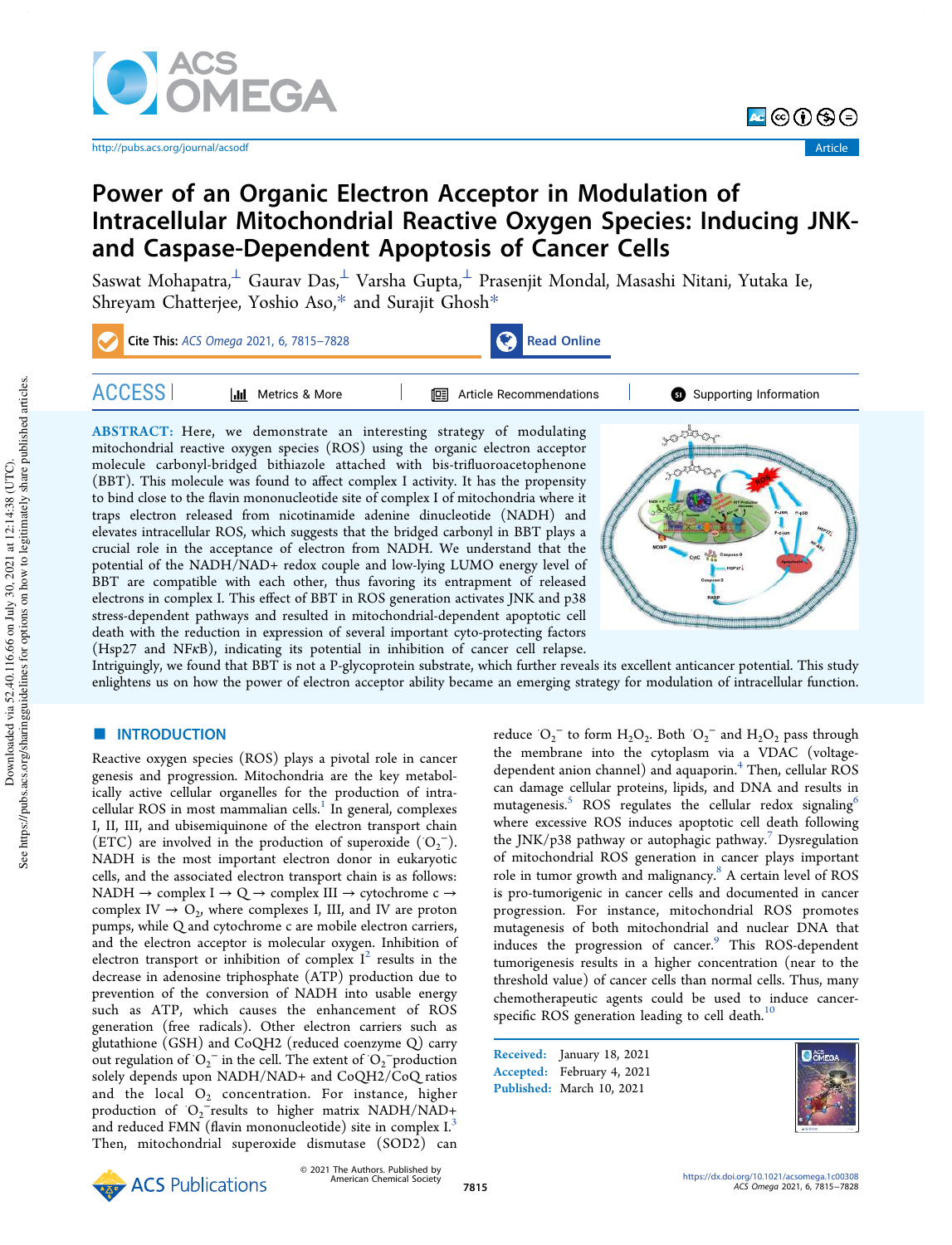# Power of an Organic Electron Acceptor in Modulation of Intracellular Mitochondrial Reactive Oxygen Species: Inducing JNK- and Caspase-Dependent Apoptosis of Cancer Cells

Saswat Mohapatra,[⊥] Gaurav Das,[⊥] Varsha Gupta,[⊥] Prasenjit Mondal, Masashi Nitani, Yutaka Ie, Shreyam Chatterjee, Yoshio Aso,* and Surajit Ghosh*

**Cite This:** *ACS Omega* 2021, 6, 7815−7828

**ABSTRACT:** Here, we demonstrate an interesting strategy of modulating mitochondrial reactive oxygen species (ROS) using the organic electron acceptor molecule carbonyl-bridged bithiazole attached with bis-trifluoroacetophenone (BBT). This molecule was found to affect complex I activity. It has the propensity to bind close to the flavin mononucleotide site of complex I of mitochondria where it traps electron released from nicotinamide adenine dinucleotide (NADH) and elevates intracellular ROS, which suggests that the bridged carbonyl in BBT plays a crucial role in the acceptance of electron from NADH. We understand that the potential of the NADH/NAD+ redox couple and low-lying LUMO energy level of BBT are compatible with each other, thus favoring its entrapment of released electrons in complex I. This effect of BBT in ROS generation activates JNK and p38 stress-dependent pathways and resulted in mitochondrial-dependent apoptotic cell death with the reduction in expression of several important cyto-protecting factors (Hsp27 and NFκB), indicating its potential in inhibition of cancer cell relapse. Intriguingly, we found that BBT is not a P-glycoprotein substrate, which further reveals its excellent anticancer potential. This study enlightens us on how the power of electron acceptor ability became an emerging strategy for modulation of intracellular function.

## ■ INTRODUCTION

Reactive oxygen species (ROS) plays a pivotal role in cancer genesis and progression. Mitochondria are the key metabolically active cellular organelles for the production of intracellular ROS in most mammalian cells.[1] In general, complexes I, II, III, and ubisemiquinone of the electron transport chain (ETC) are involved in the production of superoxide ($^{\cdot}O_2^-$). NADH is the most important electron donor in eukaryotic cells, and the associated electron transport chain is as follows: NADH → complex I → Q → complex III → cytochrome c → complex IV → $O_2$, where complexes I, III, and IV are proton pumps, while Q and cytochrome c are mobile electron carriers, and the electron acceptor is molecular oxygen. Inhibition of electron transport or inhibition of complex I[2] results in the decrease in adenosine triphosphate (ATP) production due to prevention of the conversion of NADH into usable energy such as ATP, which causes the enhancement of ROS generation (free radicals). Other electron carriers such as glutathione (GSH) and CoQH2 (reduced coenzyme Q) carry out regulation of $^{\cdot}O_2^-$ in the cell. The extent of $^{\cdot}O_2^-$production solely depends upon NADH/NAD+ and CoQH2/CoQ ratios and the local $O_2$ concentration. For instance, higher production of $^{\cdot}O_2^-$results to higher matrix NADH/NAD+ and reduced FMN (flavin mononucleotide) site in complex I.[3] Then, mitochondrial superoxide dismutase (SOD2) can reduce $^{\cdot}O_2^-$ to form $H_2O_2$. Both $^{\cdot}O_2^-$ and $H_2O_2$ pass through the membrane into the cytoplasm via a VDAC (voltage-dependent anion channel) and aquaporin.[4] Then, cellular ROS can damage cellular proteins, lipids, and DNA and results in mutagenesis.[5] ROS regulates the cellular redox signaling[6] where excessive ROS induces apoptotic cell death following the JNK/p38 pathway or autophagic pathway.[7] Dysregulation of mitochondrial ROS generation in cancer plays important role in tumor growth and malignancy.[8] A certain level of ROS is pro-tumorigenic in cancer cells and documented in cancer progression. For instance, mitochondrial ROS promotes mutagenesis of both mitochondrial and nuclear DNA that induces the progression of cancer.[9] This ROS-dependent tumorigenesis results in a higher concentration (near to the threshold value) of cancer cells than normal cells. Thus, many chemotherapeutic agents could be used to induce cancer-specific ROS generation leading to cell death.[10]

Received: January 18, 2021
Accepted: February 4, 2021
Published: March 10, 2021

© 2021 The Authors. Published by American Chemical Society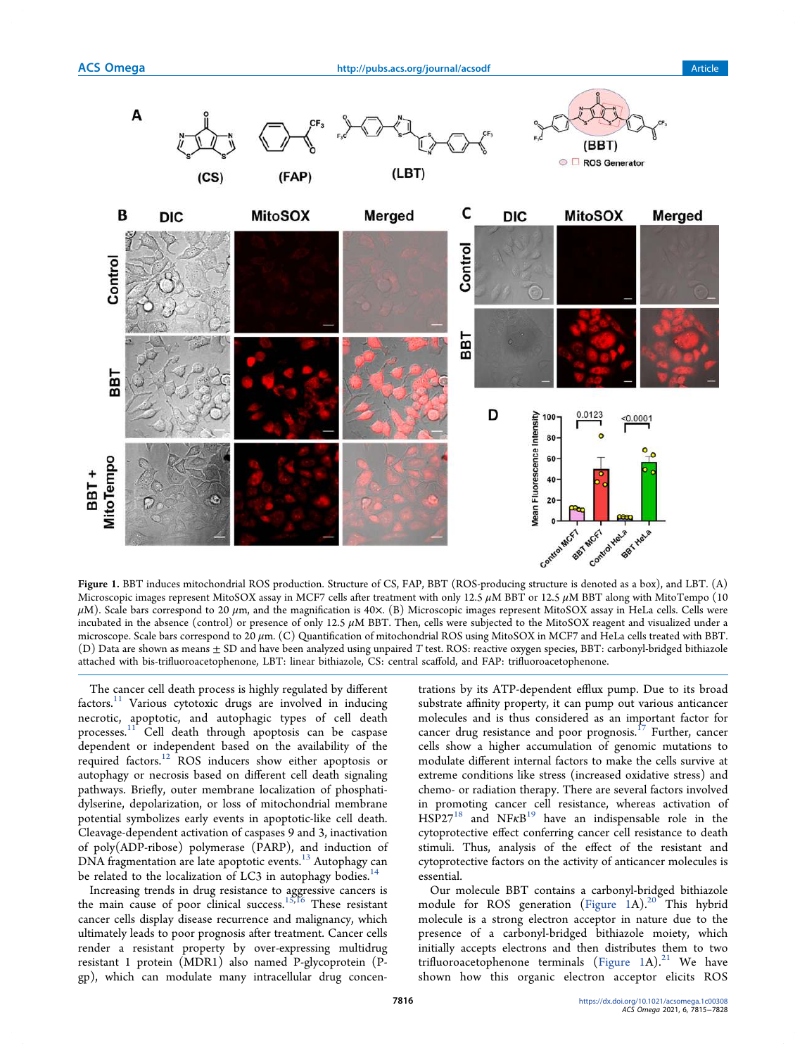Figure 1. BBT induces mitochondrial ROS production. Structure of CS, FAP, BBT (ROS-producing structure is denoted as a box), and LBT. (A) Microscopic images represent MitoSOX assay in MCF7 cells after treatment with only 12.5 μM BBT or 12.5 μM BBT along with MitoTempo (10 μM). Scale bars correspond to 20 μm, and the magnification is 40×. (B) Microscopic images represent MitoSOX assay in HeLa cells. Cells were incubated in the absence (control) or presence of only 12.5 μM BBT. Then, cells were subjected to the MitoSOX reagent and visualized under a microscope. Scale bars correspond to 20 μm. (C) Quantification of mitochondrial ROS using MitoSOX in MCF7 and HeLa cells treated with BBT. (D) Data are shown as means ± SD and have been analyzed using unpaired *T* test. ROS: reactive oxygen species, BBT: carbonyl-bridged bithiazole attached with bis-trifluoroacetophenone, LBT: linear bithiazole, CS: central scaffold, and FAP: trifluoroacetophenone.

The cancer cell death process is highly regulated by different factors.[11] Various cytotoxic drugs are involved in inducing necrotic, apoptotic, and autophagic types of cell death processes.[11] Cell death through apoptosis can be caspase dependent or independent based on the availability of the required factors.[12] ROS inducers show either apoptosis or autophagy or necrosis based on different cell death signaling pathways. Briefly, outer membrane localization of phosphatidylserine, depolarization, or loss of mitochondrial membrane potential symbolizes early events in apoptotic-like cell death. Cleavage-dependent activation of caspases 9 and 3, inactivation of poly(ADP-ribose) polymerase (PARP), and induction of DNA fragmentation are late apoptotic events.[13] Autophagy can be related to the localization of LC3 in autophagy bodies.[14]

Increasing trends in drug resistance to aggressive cancers is the main cause of poor clinical success.[15,16] These resistant cancer cells display disease recurrence and malignancy, which ultimately leads to poor prognosis after treatment. Cancer cells render a resistant property by over-expressing multidrug resistant 1 protein (MDR1) also named P-glycoprotein (P-gp), which can modulate many intracellular drug concentrations by its ATP-dependent efflux pump. Due to its broad substrate affinity property, it can pump out various anticancer molecules and is thus considered as an important factor for cancer drug resistance and poor prognosis.[17] Further, cancer cells show a higher accumulation of genomic mutations to modulate different internal factors to make the cells survive at extreme conditions like stress (increased oxidative stress) and chemo- or radiation therapy. There are several factors involved in promoting cancer cell resistance, whereas activation of HSP27[18] and NFκB[19] have an indispensable role in the cytoprotective effect conferring cancer cell resistance to death stimuli. Thus, analysis of the effect of the resistant and cytoprotective factors on the activity of anticancer molecules is essential.

Our molecule BBT contains a carbonyl-bridged bithiazole module for ROS generation (Figure 1A).[20] This hybrid molecule is a strong electron acceptor in nature due to the presence of a carbonyl-bridged bithiazole moiety, which initially accepts electrons and then distributes them to two trifluoroacetophenone terminals (Figure 1A).[21] We have shown how this organic electron acceptor elicits ROS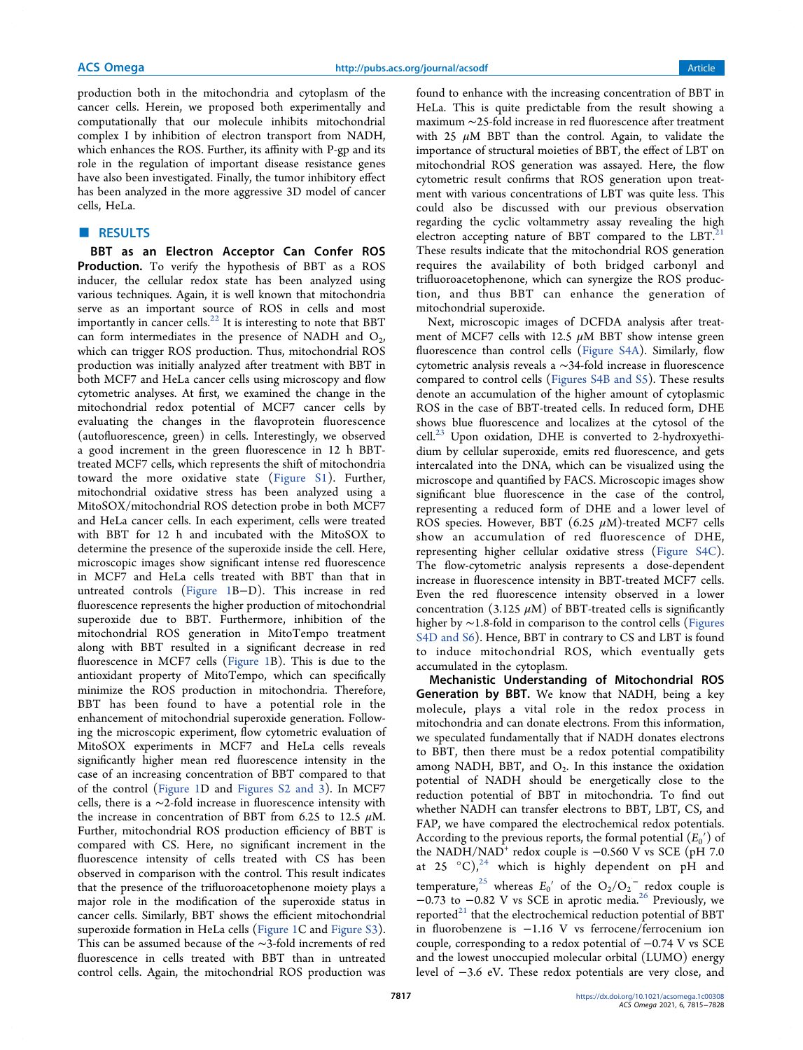production both in the mitochondria and cytoplasm of the cancer cells. Herein, we proposed both experimentally and computationally that our molecule inhibits mitochondrial complex I by inhibition of electron transport from NADH, which enhances the ROS. Further, its affinity with P-gp and its role in the regulation of important disease resistance genes have also been investigated. Finally, the tumor inhibitory effect has been analyzed in the more aggressive 3D model of cancer cells, HeLa.

## ■ RESULTS

**BBT as an Electron Acceptor Can Confer ROS Production.** To verify the hypothesis of BBT as a ROS inducer, the cellular redox state has been analyzed using various techniques. Again, it is well known that mitochondria serve as an important source of ROS in cells and most importantly in cancer cells.[22] It is interesting to note that BBT can form intermediates in the presence of NADH and $O_2$, which can trigger ROS production. Thus, mitochondrial ROS production was initially analyzed after treatment with BBT in both MCF7 and HeLa cancer cells using microscopy and flow cytometric analyses. At first, we examined the change in the mitochondrial redox potential of MCF7 cancer cells by evaluating the changes in the flavoprotein fluorescence (autofluorescence, green) in cells. Interestingly, we observed a good increment in the green fluorescence in 12 h BBT-treated MCF7 cells, which represents the shift of mitochondria toward the more oxidative state (Figure S1). Further, mitochondrial oxidative stress has been analyzed using a MitoSOX/mitochondrial ROS detection probe in both MCF7 and HeLa cancer cells. In each experiment, cells were treated with BBT for 12 h and incubated with the MitoSOX to determine the presence of the superoxide inside the cell. Here, microscopic images show significant intense red fluorescence in MCF7 and HeLa cells treated with BBT than that in untreated controls (Figure 1B–D). This increase in red fluorescence represents the higher production of mitochondrial superoxide due to BBT. Furthermore, inhibition of the mitochondrial ROS generation in MitoTempo treatment along with BBT resulted in a significant decrease in red fluorescence in MCF7 cells (Figure 1B). This is due to the antioxidant property of MitoTempo, which can specifically minimize the ROS production in mitochondria. Therefore, BBT has been found to have a potential role in the enhancement of mitochondrial superoxide generation. Following the microscopic experiment, flow cytometric evaluation of MitoSOX experiments in MCF7 and HeLa cells reveals significantly higher mean red fluorescence intensity in the case of an increasing concentration of BBT compared to that of the control (Figure 1D and Figures S2 and 3). In MCF7 cells, there is a ∼2-fold increase in fluorescence intensity with the increase in concentration of BBT from 6.25 to 12.5 $\mu$M. Further, mitochondrial ROS production efficiency of BBT is compared with CS. Here, no significant increment in the fluorescence intensity of cells treated with CS has been observed in comparison with the control. This result indicates that the presence of the trifluoroacetophenone moiety plays a major role in the modification of the superoxide status in cancer cells. Similarly, BBT shows the efficient mitochondrial superoxide formation in HeLa cells (Figure 1C and Figure S3). This can be assumed because of the ∼3-fold increments of red fluorescence in cells treated with BBT than in untreated control cells. Again, the mitochondrial ROS production was found to enhance with the increasing concentration of BBT in HeLa. This is quite predictable from the result showing a maximum ∼25-fold increase in red fluorescence after treatment with 25 $\mu$M BBT than the control. Again, to validate the importance of structural moieties of BBT, the effect of LBT on mitochondrial ROS generation was assayed. Here, the flow cytometric result confirms that ROS generation upon treatment with various concentrations of LBT was quite less. This could also be discussed with our previous observation regarding the cyclic voltammetry assay revealing the high electron accepting nature of BBT compared to the LBT.[21] These results indicate that the mitochondrial ROS generation requires the availability of both bridged carbonyl and trifluoroacetophenone, which can synergize the ROS production, and thus BBT can enhance the generation of mitochondrial superoxide.

Next, microscopic images of DCFDA analysis after treatment of MCF7 cells with 12.5 $\mu$M BBT show intense green fluorescence than control cells (Figure S4A). Similarly, flow cytometric analysis reveals a ∼34-fold increase in fluorescence compared to control cells (Figures S4B and S5). These results denote an accumulation of the higher amount of cytoplasmic ROS in the case of BBT-treated cells. In reduced form, DHE shows blue fluorescence and localizes at the cytosol of the cell.[23] Upon oxidation, DHE is converted to 2-hydroxyethidium by cellular superoxide, emits red fluorescence, and gets intercalated into the DNA, which can be visualized using the microscope and quantified by FACS. Microscopic images show significant blue fluorescence in the case of the control, representing a reduced form of DHE and a lower level of ROS species. However, BBT (6.25 $\mu$M)-treated MCF7 cells show an accumulation of red fluorescence of DHE, representing higher cellular oxidative stress (Figure S4C). The flow-cytometric analysis represents a dose-dependent increase in fluorescence intensity in BBT-treated MCF7 cells. Even the red fluorescence intensity observed in a lower concentration (3.125 $\mu$M) of BBT-treated cells is significantly higher by ∼1.8-fold in comparison to the control cells (Figures S4D and S6). Hence, BBT in contrary to CS and LBT is found to induce mitochondrial ROS, which eventually gets accumulated in the cytoplasm.

**Mechanistic Understanding of Mitochondrial ROS Generation by BBT.** We know that NADH, being a key molecule, plays a vital role in the redox process in mitochondria and can donate electrons. From this information, we speculated fundamentally that if NADH donates electrons to BBT, then there must be a redox potential compatibility among NADH, BBT, and $O_2$. In this instance the oxidation potential of NADH should be energetically close to the reduction potential of BBT in mitochondria. To find out whether NADH can transfer electrons to BBT, LBT, CS, and FAP, we have compared the electrochemical redox potentials. According to the previous reports, the formal potential ($E_0'$) of the $NADH/NAD^+$ redox couple is −0.560 V vs SCE (pH 7.0 at 25 °C),[24] which is highly dependent on pH and temperature,[25] whereas $E_0'$ of the $O_2/O_2^{-}$ redox couple is −0.73 to −0.82 V vs SCE in aprotic media.[26] Previously, we reported[21] that the electrochemical reduction potential of BBT in fluorobenzene is −1.16 V vs ferrocene/ferrocenium ion couple, corresponding to a redox potential of −0.74 V vs SCE and the lowest unoccupied molecular orbital (LUMO) energy level of −3.6 eV. These redox potentials are very close, and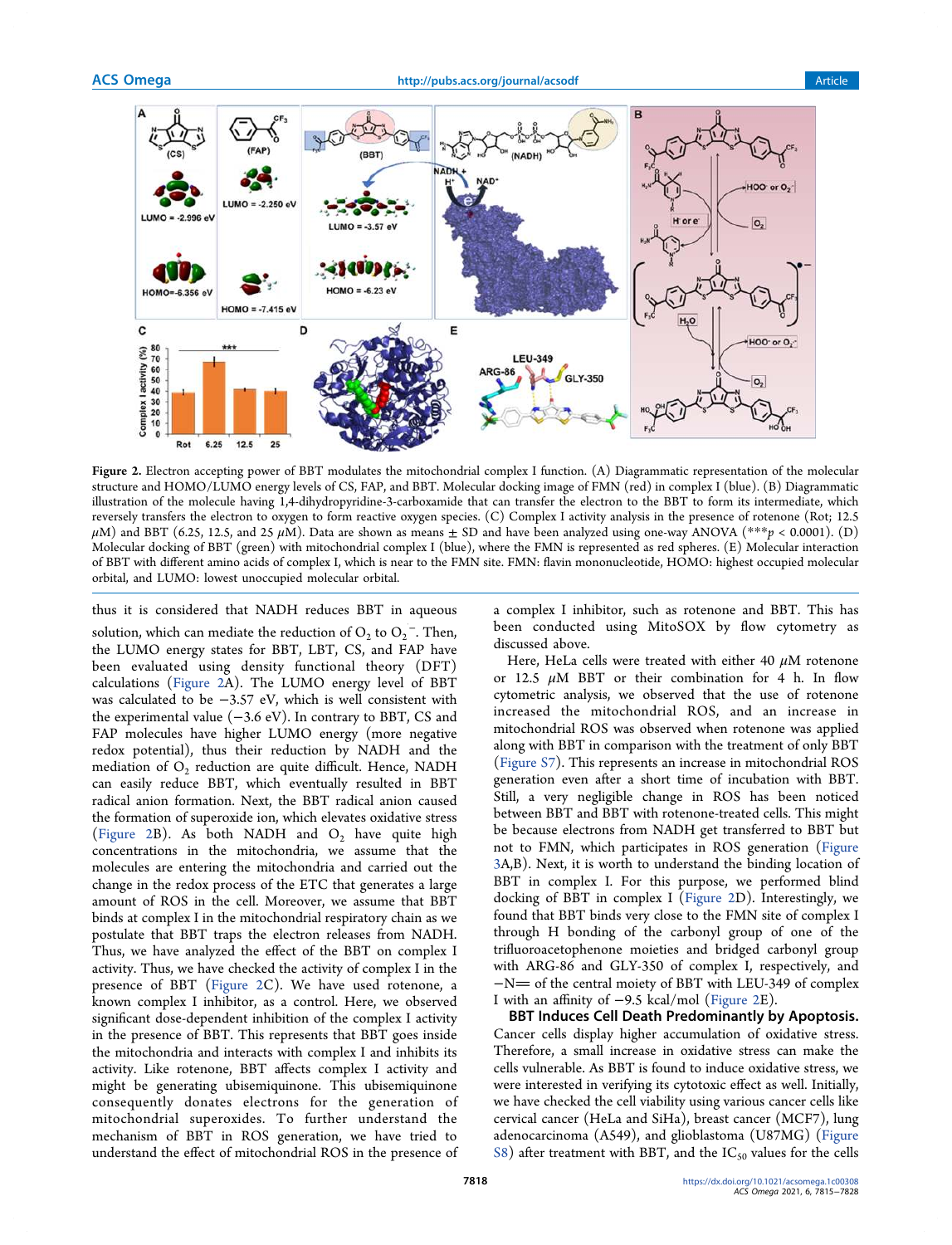Figure 2. Electron accepting power of BBT modulates the mitochondrial complex I function. (A) Diagrammatic representation of the molecular structure and HOMO/LUMO energy levels of CS, FAP, and BBT. Molecular docking image of FMN (red) in complex I (blue). (B) Diagrammatic illustration of the molecule having 1,4-dihydropyridine-3-carboxamide that can transfer the electron to the BBT to form its intermediate, which reversely transfers the electron to oxygen to form reactive oxygen species. (C) Complex I activity analysis in the presence of rotenone (Rot; 12.5 $\mu$M) and BBT (6.25, 12.5, and 25 $\mu$M). Data are shown as means ± SD and have been analyzed using one-way ANOVA (*** $p < 0.0001$). (D) Molecular docking of BBT (green) with mitochondrial complex I (blue), where the FMN is represented as red spheres. (E) Molecular interaction of BBT with different amino acids of complex I, which is near to the FMN site. FMN: flavin mononucleotide, HOMO: highest occupied molecular orbital, and LUMO: lowest unoccupied molecular orbital.

thus it is considered that NADH reduces BBT in aqueous solution, which can mediate the reduction of $O_2$ to $O_2^{-}$. Then, the LUMO energy states for BBT, LBT, CS, and FAP have been evaluated using density functional theory (DFT) calculations (Figure 2A). The LUMO energy level of BBT was calculated to be −3.57 eV, which is well consistent with the experimental value (−3.6 eV). In contrary to BBT, CS and FAP molecules have higher LUMO energy (more negative redox potential), thus their reduction by NADH and the mediation of $O_2$ reduction are quite difficult. Hence, NADH can easily reduce BBT, which eventually resulted in BBT radical anion formation. Next, the BBT radical anion caused the formation of superoxide ion, which elevates oxidative stress (Figure 2B). As both NADH and $O_2$ have quite high concentrations in the mitochondria, we assume that the molecules are entering the mitochondria and carried out the change in the redox process of the ETC that generates a large amount of ROS in the cell. Moreover, we assume that BBT binds at complex I in the mitochondrial respiratory chain as we postulate that BBT traps the electron releases from NADH. Thus, we have analyzed the effect of the BBT on complex I activity. Thus, we have checked the activity of complex I in the presence of BBT (Figure 2C). We have used rotenone, a known complex I inhibitor, as a control. Here, we observed significant dose-dependent inhibition of the complex I activity in the presence of BBT. This represents that BBT goes inside the mitochondria and interacts with complex I and inhibits its activity. Like rotenone, BBT affects complex I activity and might be generating ubisemiquinone. This ubisemiquinone consequently donates electrons for the generation of mitochondrial superoxides. To further understand the mechanism of BBT in ROS generation, we have tried to understand the effect of mitochondrial ROS in the presence of a complex I inhibitor, such as rotenone and BBT. This has been conducted using MitoSOX by flow cytometry as discussed above.

Here, HeLa cells were treated with either 40 $\mu$M rotenone or 12.5 $\mu$M BBT or their combination for 4 h. In flow cytometric analysis, we observed that the use of rotenone increased the mitochondrial ROS, and an increase in mitochondrial ROS was observed when rotenone was applied along with BBT in comparison with the treatment of only BBT (Figure S7). This represents an increase in mitochondrial ROS generation even after a short time of incubation with BBT. Still, a very negligible change in ROS has been noticed between BBT and BBT with rotenone-treated cells. This might be because electrons from NADH get transferred to BBT but not to FMN, which participates in ROS generation (Figure 3A,B). Next, it is worth to understand the binding location of BBT in complex I. For this purpose, we performed blind docking of BBT in complex I (Figure 2D). Interestingly, we found that BBT binds very close to the FMN site of complex I through H bonding of the carbonyl group of one of the trifluoroacetophenone moieties and bridged carbonyl group with ARG-86 and GLY-350 of complex I, respectively, and −N= of the central moiety of BBT with LEU-349 of complex I with an affinity of −9.5 kcal/mol (Figure 2E).

**BBT Induces Cell Death Predominantly by Apoptosis.** Cancer cells display higher accumulation of oxidative stress. Therefore, a small increase in oxidative stress can make the cells vulnerable. As BBT is found to induce oxidative stress, we were interested in verifying its cytotoxic effect as well. Initially, we have checked the cell viability using various cancer cells like cervical cancer (HeLa and SiHa), breast cancer (MCF7), lung adenocarcinoma (A549), and glioblastoma (U87MG) (Figure S8) after treatment with BBT, and the $IC_{50}$ values for the cells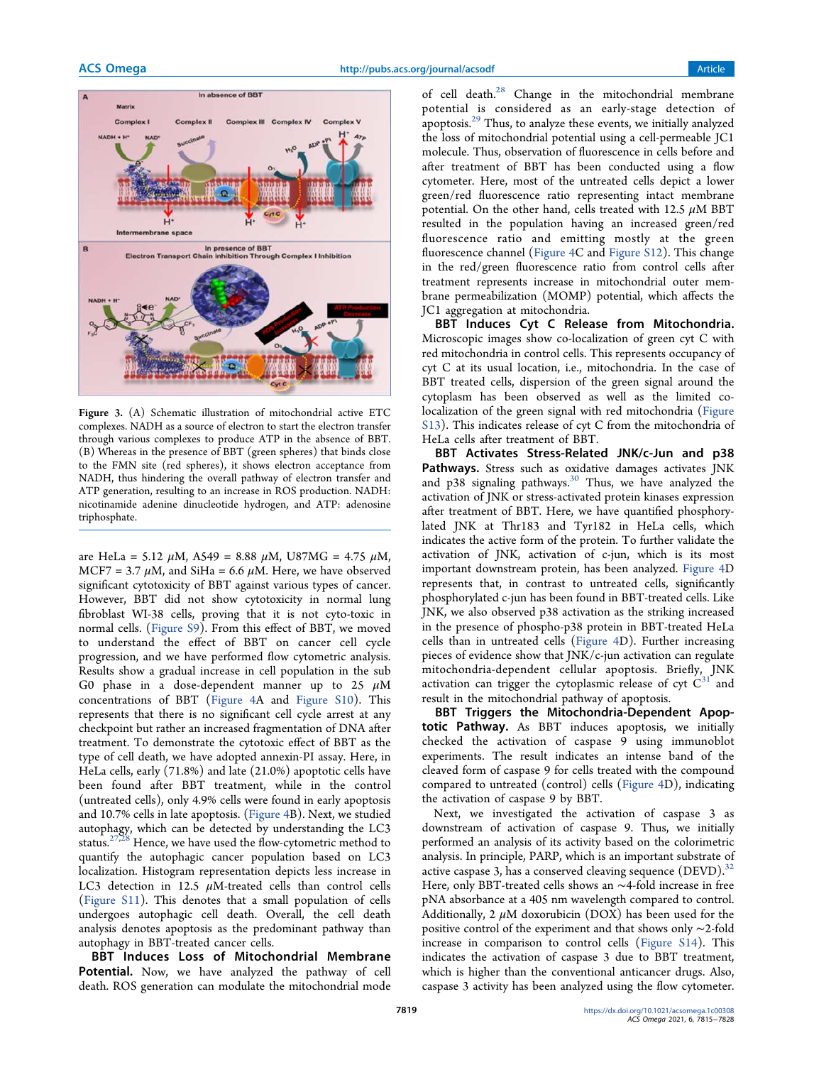Figure 3. (A) Schematic illustration of mitochondrial active ETC complexes. NADH as a source of electron to start the electron transfer through various complexes to produce ATP in the absence of BBT. (B) Whereas in the presence of BBT (green spheres) that binds close to the FMN site (red spheres), it shows electron acceptance from NADH, thus hindering the overall pathway of electron transfer and ATP generation, resulting to an increase in ROS production. NADH: nicotinamide adenine dinucleotide hydrogen, and ATP: adenosine triphosphate.

are HeLa = 5.12 μM, A549 = 8.88 μM, U87MG = 4.75 μM, MCF7 = 3.7 μM, and SiHa = 6.6 μM. Here, we have observed significant cytotoxicity of BBT against various types of cancer. However, BBT did not show cytotoxicity in normal lung fibroblast WI-38 cells, proving that it is not cyto-toxic in normal cells. (Figure S9). From this effect of BBT, we moved to understand the effect of BBT on cancer cell cycle progression, and we have performed flow cytometric analysis. Results show a gradual increase in cell population in the sub G0 phase in a dose-dependent manner up to 25 μM concentrations of BBT (Figure 4A and Figure S10). This represents that there is no significant cell cycle arrest at any checkpoint but rather an increased fragmentation of DNA after treatment. To demonstrate the cytotoxic effect of BBT as the type of cell death, we have adopted annexin-PI assay. Here, in HeLa cells, early (71.8%) and late (21.0%) apoptotic cells have been found after BBT treatment, while in the control (untreated cells), only 4.9% cells were found in early apoptosis and 10.7% cells in late apoptosis. (Figure 4B). Next, we studied autophagy, which can be detected by understanding the LC3 status.[27,28] Hence, we have used the flow-cytometric method to quantify the autophagic cancer population based on LC3 localization. Histogram representation depicts less increase in LC3 detection in 12.5 μM-treated cells than control cells (Figure S11). This denotes that a small population of cells undergoes autophagic cell death. Overall, the cell death analysis denotes apoptosis as the predominant pathway than autophagy in BBT-treated cancer cells.

**BBT Induces Loss of Mitochondrial Membrane Potential.** Now, we have analyzed the pathway of cell death. ROS generation can modulate the mitochondrial mode of cell death.[28] Change in the mitochondrial membrane potential is considered as an early-stage detection of apoptosis.[29] Thus, to analyze these events, we initially analyzed the loss of mitochondrial potential using a cell-permeable JC1 molecule. Thus, observation of fluorescence in cells before and after treatment of BBT has been conducted using a flow cytometer. Here, most of the untreated cells depict a lower green/red fluorescence ratio representing intact membrane potential. On the other hand, cells treated with 12.5 μM BBT resulted in the population having an increased green/red fluorescence ratio and emitting mostly at the green fluorescence channel (Figure 4C and Figure S12). This change in the red/green fluorescence ratio from control cells after treatment represents increase in mitochondrial outer membrane permeabilization (MOMP) potential, which affects the JC1 aggregation at mitochondria.

**BBT Induces Cyt C Release from Mitochondria.** Microscopic images show co-localization of green cyt C with red mitochondria in control cells. This represents occupancy of cyt C at its usual location, i.e., mitochondria. In the case of BBT treated cells, dispersion of the green signal around the cytoplasm has been observed as well as the limited co-localization of the green signal with red mitochondria (Figure S13). This indicates release of cyt C from the mitochondria of HeLa cells after treatment of BBT.

**BBT Activates Stress-Related JNK/c-Jun and p38 Pathways.** Stress such as oxidative damages activates JNK and p38 signaling pathways.[30] Thus, we have analyzed the activation of JNK or stress-activated protein kinases expression after treatment of BBT. Here, we have quantified phosphorylated JNK at Thr183 and Tyr182 in HeLa cells, which indicates the active form of the protein. To further validate the activation of JNK, activation of c-jun, which is its most important downstream protein, has been analyzed. Figure 4D represents that, in contrast to untreated cells, significantly phosphorylated c-jun has been found in BBT-treated cells. Like JNK, we also observed p38 activation as the striking increased in the presence of phospho-p38 protein in BBT-treated HeLa cells than in untreated cells (Figure 4D). Further increasing pieces of evidence show that JNK/c-jun activation can regulate mitochondria-dependent cellular apoptosis. Briefly, JNK activation can trigger the cytoplasmic release of cyt C[31] and result in the mitochondrial pathway of apoptosis.

**BBT Triggers the Mitochondria-Dependent Apoptotic Pathway.** As BBT induces apoptosis, we initially checked the activation of caspase 9 using immunoblot experiments. The result indicates an intense band of the cleaved form of caspase 9 for cells treated with the compound compared to untreated (control) cells (Figure 4D), indicating the activation of caspase 9 by BBT.

Next, we investigated the activation of caspase 3 as downstream of activation of caspase 9. Thus, we initially performed an analysis of its activity based on the colorimetric analysis. In principle, PARP, which is an important substrate of active caspase 3, has a conserved cleaving sequence (DEVD).[32] Here, only BBT-treated cells shows an ~4-fold increase in free pNA absorbance at a 405 nm wavelength compared to control. Additionally, 2 μM doxorubicin (DOX) has been used for the positive control of the experiment and that shows only ~2-fold increase in comparison to control cells (Figure S14). This indicates the activation of caspase 3 due to BBT treatment, which is higher than the conventional anticancer drugs. Also, caspase 3 activity has been analyzed using the flow cytometer.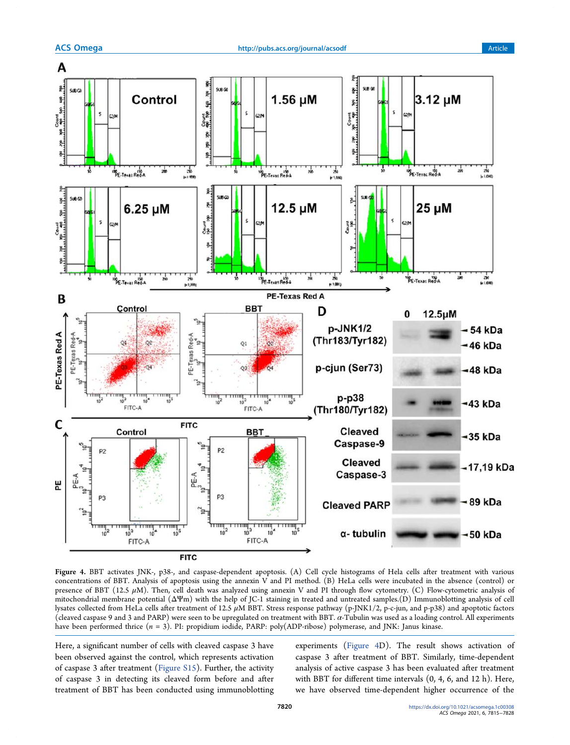**Figure 4.** BBT activates JNK-, p38-, and caspase-dependent apoptosis. (A) Cell cycle histograms of Hela cells after treatment with various concentrations of BBT. Analysis of apoptosis using the annexin V and PI method. (B) HeLa cells were incubated in the absence (control) or presence of BBT (12.5 $\mu$M). Then, cell death was analyzed using annexin V and PI through flow cytometry. (C) Flow-cytometric analysis of mitochondrial membrane potential ($\Delta\Psi$m) with the help of JC-1 staining in treated and untreated samples.(D) Immunoblotting analysis of cell lysates collected from HeLa cells after treatment of 12.5 $\mu$M BBT. Stress response pathway (p-JNK1/2, p-c-jun, and p-p38) and apoptotic factors (cleaved caspase 9 and 3 and PARP) were seen to be upregulated on treatment with BBT. $\alpha$-Tubulin was used as a loading control. All experiments have been performed thrice ($n = 3$). PI: propidium iodide, PARP: poly(ADP-ribose) polymerase, and JNK: Janus kinase.

Here, a significant number of cells with cleaved caspase 3 have been observed against the control, which represents activation of caspase 3 after treatment (Figure S15). Further, the activity of caspase 3 in detecting its cleaved form before and after treatment of BBT has been conducted using immunoblotting experiments (Figure 4D). The result shows activation of caspase 3 after treatment of BBT. Similarly, time-dependent analysis of active caspase 3 has been evaluated after treatment with BBT for different time intervals (0, 4, 6, and 12 h). Here, we have observed time-dependent higher occurrence of the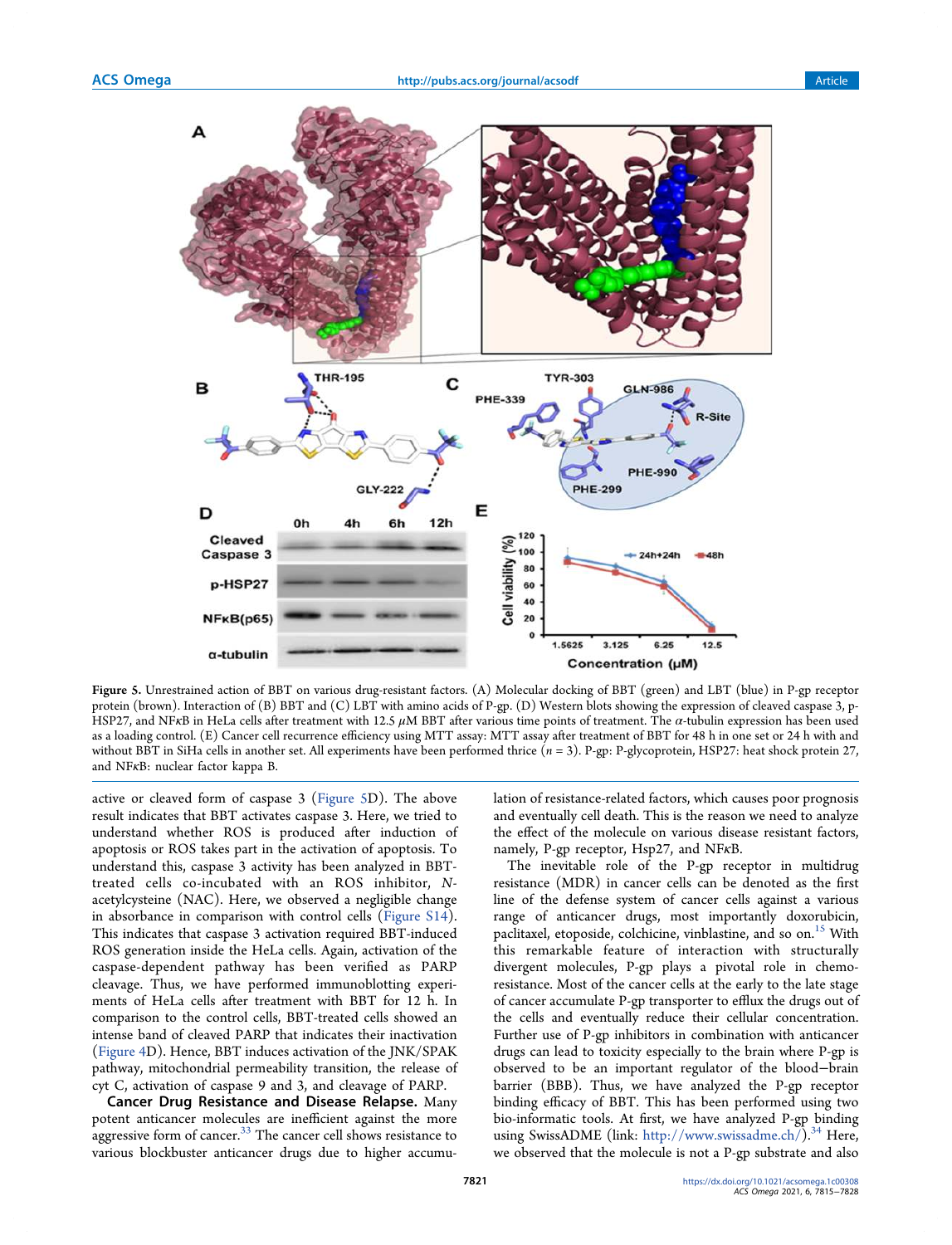Figure 5. Unrestrained action of BBT on various drug-resistant factors. (A) Molecular docking of BBT (green) and LBT (blue) in P-gp receptor protein (brown). Interaction of (B) BBT and (C) LBT with amino acids of P-gp. (D) Western blots showing the expression of cleaved caspase 3, p-HSP27, and NFκB in HeLa cells after treatment with 12.5 μM BBT after various time points of treatment. The α-tubulin expression has been used as a loading control. (E) Cancer cell recurrence efficiency using MTT assay: MTT assay after treatment of BBT for 48 h in one set or 24 h with and without BBT in SiHa cells in another set. All experiments have been performed thrice ($n = 3$). P-gp: P-glycoprotein, HSP27: heat shock protein 27, and NFκB: nuclear factor kappa B.

active or cleaved form of caspase 3 (Figure 5D). The above result indicates that BBT activates caspase 3. Here, we tried to understand whether ROS is produced after induction of apoptosis or ROS takes part in the activation of apoptosis. To understand this, caspase 3 activity has been analyzed in BBT-treated cells co-incubated with an ROS inhibitor, *N*-acetylcysteine (NAC). Here, we observed a negligible change in absorbance in comparison with control cells (Figure S14). This indicates that caspase 3 activation required BBT-induced ROS generation inside the HeLa cells. Again, activation of the caspase-dependent pathway has been verified as PARP cleavage. Thus, we have performed immunoblotting experiments of HeLa cells after treatment with BBT for 12 h. In comparison to the control cells, BBT-treated cells showed an intense band of cleaved PARP that indicates their inactivation (Figure 4D). Hence, BBT induces activation of the JNK/SPAK pathway, mitochondrial permeability transition, the release of cyt C, activation of caspase 9 and 3, and cleavage of PARP.

**Cancer Drug Resistance and Disease Relapse.** Many potent anticancer molecules are inefficient against the more aggressive form of cancer.[33] The cancer cell shows resistance to various blockbuster anticancer drugs due to higher accumulation of resistance-related factors, which causes poor prognosis and eventually cell death. This is the reason we need to analyze the effect of the molecule on various disease resistant factors, namely, P-gp receptor, Hsp27, and NFκB.

The inevitable role of the P-gp receptor in multidrug resistance (MDR) in cancer cells can be denoted as the first line of the defense system of cancer cells against a various range of anticancer drugs, most importantly doxorubicin, paclitaxel, etoposide, colchicine, vinblastine, and so on.[15] With this remarkable feature of interaction with structurally divergent molecules, P-gp plays a pivotal role in chemoresistance. Most of the cancer cells at the early to the late stage of cancer accumulate P-gp transporter to efflux the drugs out of the cells and eventually reduce their cellular concentration. Further use of P-gp inhibitors in combination with anticancer drugs can lead to toxicity especially to the brain where P-gp is observed to be an important regulator of the blood−brain barrier (BBB). Thus, we have analyzed the P-gp receptor binding efficacy of BBT. This has been performed using two bio-informatic tools. At first, we have analyzed P-gp binding using SwissADME (link: http://www.swissadme.ch/).[34] Here, we observed that the molecule is not a P-gp substrate and also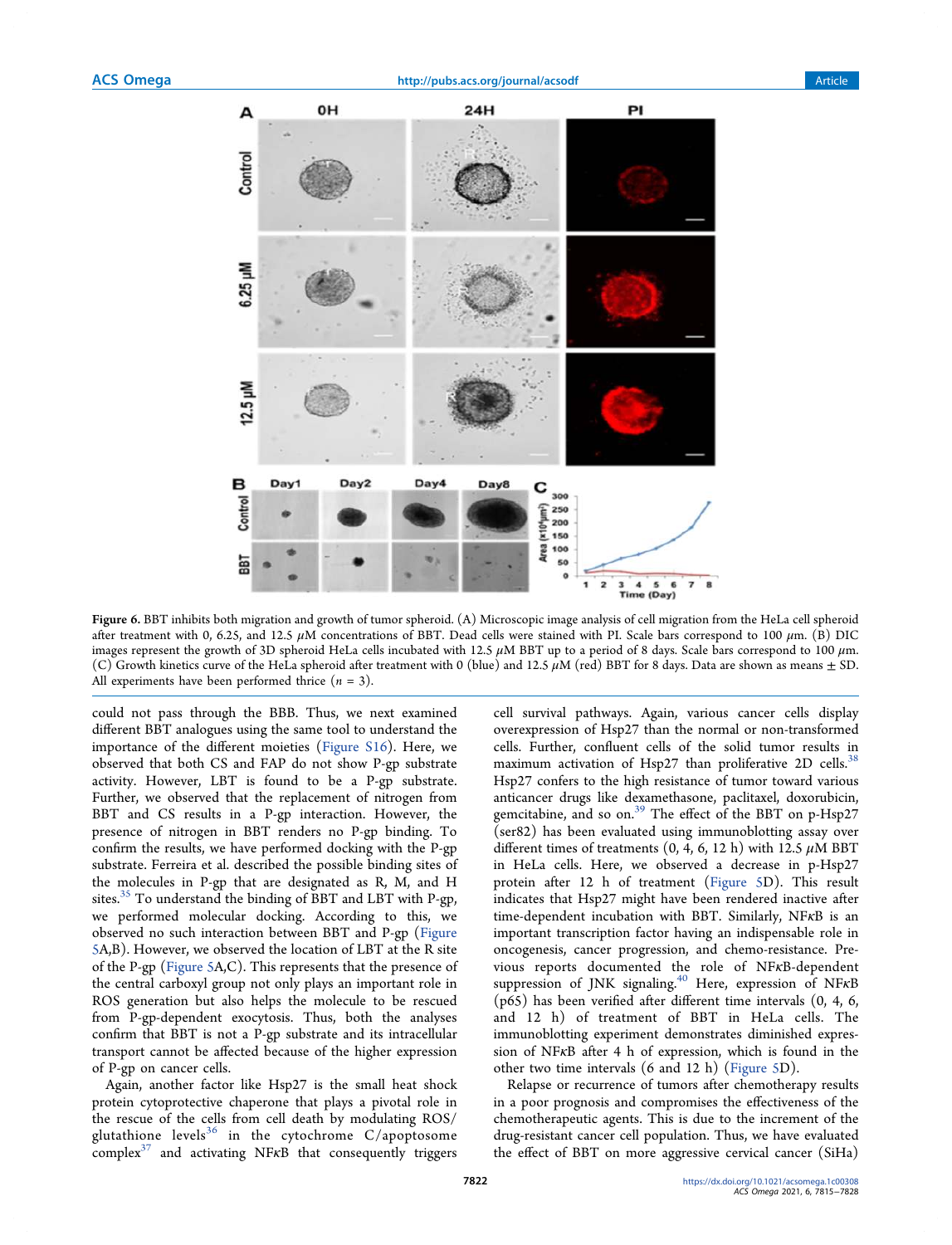**Figure 6.** BBT inhibits both migration and growth of tumor spheroid. (A) Microscopic image analysis of cell migration from the HeLa cell spheroid after treatment with 0, 6.25, and 12.5 $\mu$M concentrations of BBT. Dead cells were stained with PI. Scale bars correspond to 100 $\mu$m. (B) DIC images represent the growth of 3D spheroid HeLa cells incubated with 12.5 $\mu$M BBT up to a period of 8 days. Scale bars correspond to 100 $\mu$m. (C) Growth kinetics curve of the HeLa spheroid after treatment with 0 (blue) and 12.5 $\mu$M (red) BBT for 8 days. Data are shown as means ± SD. All experiments have been performed thrice ($n$ = 3).

could not pass through the BBB. Thus, we next examined different BBT analogues using the same tool to understand the importance of the different moieties (Figure S16). Here, we observed that both CS and FAP do not show P-gp substrate activity. However, LBT is found to be a P-gp substrate. Further, we observed that the replacement of nitrogen from BBT and CS results in a P-gp interaction. However, the presence of nitrogen in BBT renders no P-gp binding. To confirm the results, we have performed docking with the P-gp substrate. Ferreira et al. described the possible binding sites of the molecules in P-gp that are designated as R, M, and H sites.[35] To understand the binding of BBT and LBT with P-gp, we performed molecular docking. According to this, we observed no such interaction between BBT and P-gp (Figure 5A,B). However, we observed the location of LBT at the R site of the P-gp (Figure 5A,C). This represents that the presence of the central carboxyl group not only plays an important role in ROS generation but also helps the molecule to be rescued from P-gp-dependent exocytosis. Thus, both the analyses confirm that BBT is not a P-gp substrate and its intracellular transport cannot be affected because of the higher expression of P-gp on cancer cells.

Again, another factor like Hsp27 is the small heat shock protein cytoprotective chaperone that plays a pivotal role in the rescue of the cells from cell death by modulating ROS/glutathione levels[36] in the cytochrome C/apoptosome complex[37] and activating NFκB that consequently triggers cell survival pathways. Again, various cancer cells display overexpression of Hsp27 than the normal or non-transformed cells. Further, confluent cells of the solid tumor results in maximum activation of Hsp27 than proliferative 2D cells.[38] Hsp27 confers to the high resistance of tumor toward various anticancer drugs like dexamethasone, paclitaxel, doxorubicin, gemcitabine, and so on.[39] The effect of the BBT on p-Hsp27 (ser82) has been evaluated using immunoblotting assay over different times of treatments (0, 4, 6, 12 h) with 12.5 $\mu$M BBT in HeLa cells. Here, we observed a decrease in p-Hsp27 protein after 12 h of treatment (Figure 5D). This result indicates that Hsp27 might have been rendered inactive after time-dependent incubation with BBT. Similarly, NFκB is an important transcription factor having an indispensable role in oncogenesis, cancer progression, and chemo-resistance. Previous reports documented the role of NFκB-dependent suppression of JNK signaling.[40] Here, expression of NFκB (p65) has been verified after different time intervals (0, 4, 6, and 12 h) of treatment of BBT in HeLa cells. The immunoblotting experiment demonstrates diminished expression of NFκB after 4 h of expression, which is found in the other two time intervals (6 and 12 h) (Figure 5D).

Relapse or recurrence of tumors after chemotherapy results in a poor prognosis and compromises the effectiveness of the chemotherapeutic agents. This is due to the enrichment of the drug-resistant cancer cell population. Thus, we have evaluated the effect of BBT on more aggressive cervical cancer (SiHa)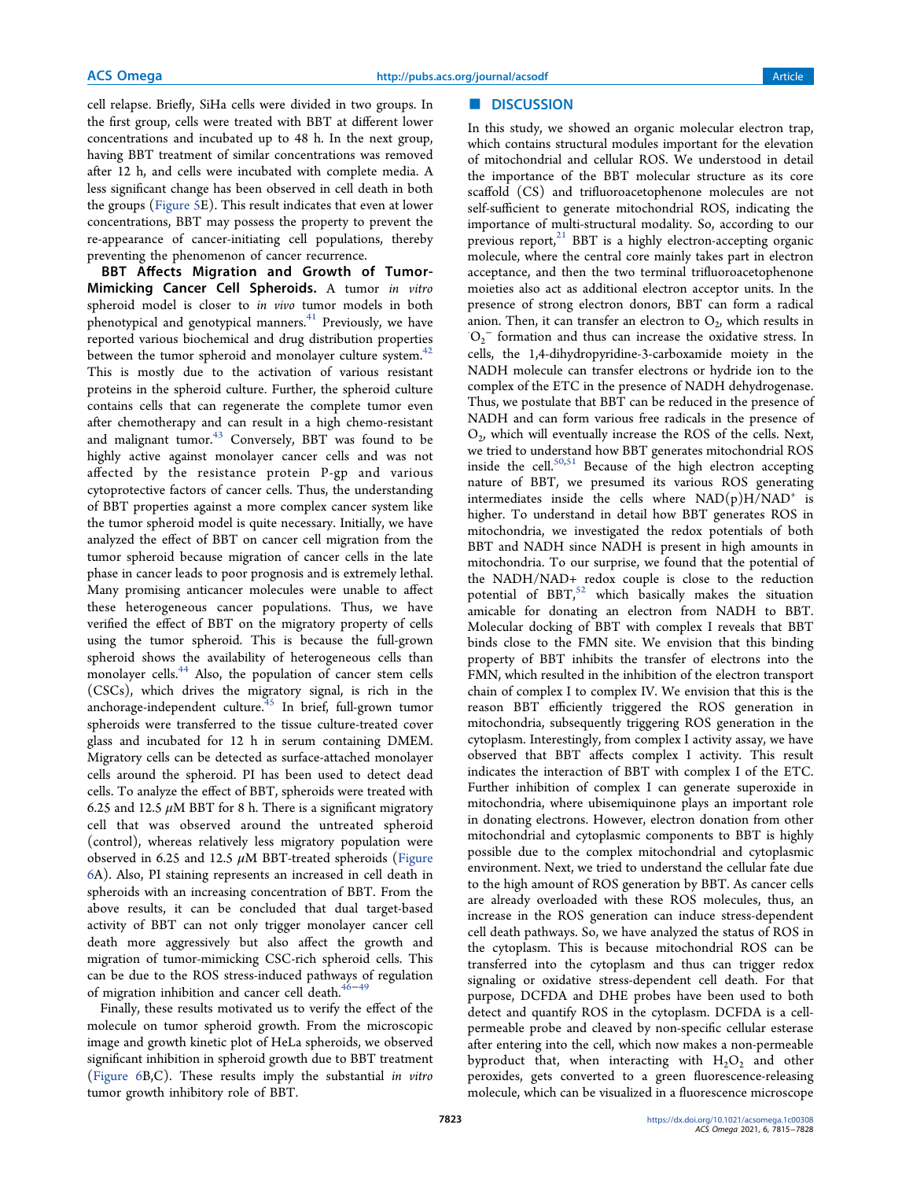cell relapse. Briefly, SiHa cells were divided in two groups. In the first group, cells were treated with BBT at different lower concentrations and incubated up to 48 h. In the next group, having BBT treatment of similar concentrations was removed after 12 h, and cells were incubated with complete media. A less significant change has been observed in cell death in both the groups (Figure 5E). This result indicates that even at lower concentrations, BBT may possess the property to prevent the re-appearance of cancer-initiating cell populations, thereby preventing the phenomenon of cancer recurrence.

**BBT Affects Migration and Growth of Tumor-Mimicking Cancer Cell Spheroids.** A tumor *in vitro* spheroid model is closer to *in vivo* tumor models in both phenotypical and genotypical manners.[41] Previously, we have reported various biochemical and drug distribution properties between the tumor spheroid and monolayer culture system.[42] This is mostly due to the activation of various resistant proteins in the spheroid culture. Further, the spheroid culture contains cells that can regenerate the complete tumor even after chemotherapy and can result in a high chemo-resistant and malignant tumor.[43] Conversely, BBT was found to be highly active against monolayer cancer cells and was not affected by the resistance protein P-gp and various cytoprotective factors of cancer cells. Thus, the understanding of BBT properties against a more complex cancer system like the tumor spheroid model is quite necessary. Initially, we have analyzed the effect of BBT on cancer cell migration from the tumor spheroid because migration of cancer cells in the late phase in cancer leads to poor prognosis and is extremely lethal. Many promising anticancer molecules were unable to affect these heterogeneous cancer populations. Thus, we have verified the effect of BBT on the migratory property of cells using the tumor spheroid. This is because the full-grown spheroid shows the availability of heterogeneous cells than monolayer cells.[44] Also, the population of cancer stem cells (CSCs), which drives the migratory signal, is rich in the anchorage-independent culture.[45] In brief, full-grown tumor spheroids were transferred to the tissue culture-treated cover glass and incubated for 12 h in serum containing DMEM. Migratory cells can be detected as surface-attached monolayer cells around the spheroid. PI has been used to detect dead cells. To analyze the effect of BBT, spheroids were treated with 6.25 and 12.5 $\mu$M BBT for 8 h. There is a significant migratory cell that was observed around the untreated spheroid (control), whereas relatively less migratory population were observed in 6.25 and 12.5 $\mu$M BBT-treated spheroids (Figure 6A). Also, PI staining represents an increased in cell death in spheroids with an increasing concentration of BBT. From the above results, it can be concluded that dual target-based activity of BBT can not only trigger monolayer cancer cell death more aggressively but also affect the growth and migration of tumor-mimicking CSC-rich spheroid cells. This can be due to the ROS stress-induced pathways of regulation of migration inhibition and cancer cell death.[46−49]

Finally, these results motivated us to verify the effect of the molecule on tumor spheroid growth. From the microscopic image and growth kinetic plot of HeLa spheroids, we observed significant inhibition in spheroid growth due to BBT treatment (Figure 6B,C). These results imply the substantial *in vitro* tumor growth inhibitory role of BBT.

## DISCUSSION

In this study, we showed an organic molecular electron trap, which contains structural modules important for the elevation of mitochondrial and cellular ROS. We understood in detail the importance of the BBT molecular structure as its core scaffold (CS) and trifluoroacetophenone molecules are not self-sufficient to generate mitochondrial ROS, indicating the importance of multi-structural modality. So, according to our previous report,[21] BBT is a highly electron-accepting organic molecule, where the central core mainly takes part in electron acceptance, and then the two terminal trifluoroacetophenone moieties also act as additional electron acceptor units. In the presence of strong electron donors, BBT can form a radical anion. Then, it can transfer an electron to $O_2$, which results in $^{\cdot}O_2^-$ formation and thus can increase the oxidative stress. In cells, the 1,4-dihydropyridine-3-carboxamide moiety in the NADH molecule can transfer electrons or hydride ion to the complex of the ETC in the presence of NADH dehydrogenase. Thus, we postulate that BBT can be reduced in the presence of NADH and can form various free radicals in the presence of $O_2$, which will eventually increase the ROS of the cells. Next, we tried to understand how BBT generates mitochondrial ROS inside the cell.[50,51] Because of the high electron accepting nature of BBT, we presumed its various ROS generating intermediates inside the cells where $NAD(p)H/NAD^+$ is higher. To understand in detail how BBT generates ROS in mitochondria, we investigated the redox potentials of both BBT and NADH since NADH is present in high amounts in mitochondria. To our surprise, we found that the potential of the NADH/NAD+ redox couple is close to the reduction potential of BBT,[52] which basically makes the situation amicable for donating an electron from NADH to BBT. Molecular docking of BBT with complex I reveals that BBT binds close to the FMN site. We envision that this binding property of BBT inhibits the transfer of electrons into the FMN, which resulted in the inhibition of the electron transport chain of complex I to complex IV. We envision that this is the reason BBT efficiently triggered the ROS generation in mitochondria, subsequently triggering ROS generation in the cytoplasm. Interestingly, from complex I activity assay, we have observed that BBT affects complex I activity. This result indicates the interaction of BBT with complex I of the ETC. Further inhibition of complex I can generate superoxide in mitochondria, where ubisemiquinone plays an important role in donating electrons. However, electron donation from other mitochondrial and cytoplasmic components to BBT is highly possible due to the complex mitochondrial and cytoplasmic environment. Next, we tried to understand the cellular fate due to the high amount of ROS generation by BBT. As cancer cells are already overloaded with these ROS molecules, thus, an increase in the ROS generation can induce stress-dependent cell death pathways. So, we have analyzed the status of ROS in the cytoplasm. This is because mitochondrial ROS can be transferred into the cytoplasm and thus can trigger redox signaling or oxidative stress-dependent cell death. For that purpose, DCFDA and DHE probes have been used to both detect and quantify ROS in the cytoplasm. DCFDA is a cell-permeable probe and cleaved by non-specific cellular esterase after entering into the cell, which now makes a non-permeable byproduct that, when interacting with $H_2O_2$ and other peroxides, gets converted to a green fluorescence-releasing molecule, which can be visualized in a fluorescence microscope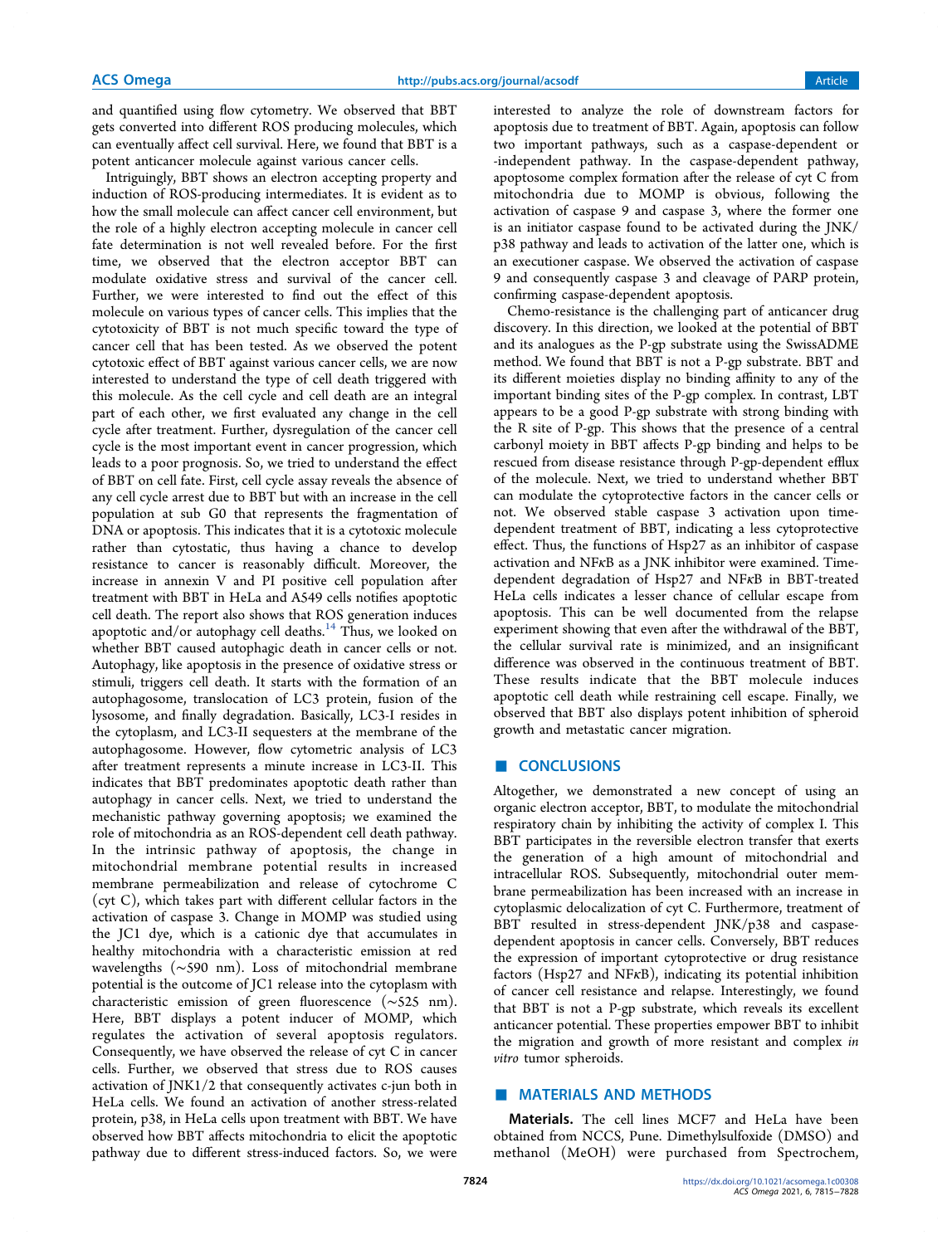and quantified using flow cytometry. We observed that BBT gets converted into different ROS producing molecules, which can eventually affect cell survival. Here, we found that BBT is a potent anticancer molecule against various cancer cells.

Intriguingly, BBT shows an electron accepting property and induction of ROS-producing intermediates. It is evident as to how the small molecule can affect cancer cell environment, but the role of a highly electron accepting molecule in cancer cell fate determination is not well revealed before. For the first time, we observed that the electron acceptor BBT can modulate oxidative stress and survival of the cancer cell. Further, we were interested to find out the effect of this molecule on various types of cancer cells. This implies that the cytotoxicity of BBT is not much specific toward the type of cancer cell that has been tested. As we observed the potent cytotoxic effect of BBT against various cancer cells, we are now interested to understand the type of cell death triggered with this molecule. As the cell cycle and cell death are an integral part of each other, we first evaluated any change in the cell cycle after treatment. Further, dysregulation of the cancer cell cycle is the most important event in cancer progression, which leads to a poor prognosis. So, we tried to understand the effect of BBT on cell fate. First, cell cycle assay reveals the absence of any cell cycle arrest due to BBT but with an increase in the cell population at sub G0 that represents the fragmentation of DNA or apoptosis. This indicates that it is a cytotoxic molecule rather than cytostatic, thus having a chance to develop resistance to cancer is reasonably difficult. Moreover, the increase in annexin V and PI positive cell population after treatment with BBT in HeLa and A549 cells notifies apoptotic cell death. The report also shows that ROS generation induces apoptotic and/or autophagy cell deaths.[14] Thus, we looked on whether BBT caused autophagic death in cancer cells or not. Autophagy, like apoptosis in the presence of oxidative stress or stimuli, triggers cell death. It starts with the formation of an autophagosome, translocation of LC3 protein, fusion of the lysosome, and finally degradation. Basically, LC3-I resides in the cytoplasm, and LC3-II sequesters at the membrane of the autophagosome. However, flow cytometric analysis of LC3 after treatment represents a minute increase in LC3-II. This indicates that BBT predominates apoptotic death rather than autophagy in cancer cells. Next, we tried to understand the mechanistic pathway governing apoptosis; we examined the role of mitochondria as an ROS-dependent cell death pathway. In the intrinsic pathway of apoptosis, the change in mitochondrial membrane potential results in increased membrane permeabilization and release of cytochrome C (cyt C), which takes part with different cellular factors in the activation of caspase 3. Change in MOMP was studied using the JC1 dye, which is a cationic dye that accumulates in healthy mitochondria with a characteristic emission at red wavelengths (∼590 nm). Loss of mitochondrial membrane potential is the outcome of JC1 release into the cytoplasm with characteristic emission of green fluorescence (∼525 nm). Here, BBT displays a potent inducer of MOMP, which regulates the activation of several apoptosis regulators. Consequently, we have observed the release of cyt C in cancer cells. Further, we observed that stress due to ROS causes activation of JNK1/2 that consequently activates c-jun both in HeLa cells. We found an activation of another stress-related protein, p38, in HeLa cells upon treatment with BBT. We have observed how BBT affects mitochondria to elicit the apoptotic pathway due to different stress-induced factors. So, we were interested to analyze the role of downstream factors for apoptosis due to treatment of BBT. Again, apoptosis can follow two important pathways, such as a caspase-dependent or -independent pathway. In the caspase-dependent pathway, apoptosome complex formation after the release of cyt C from mitochondria due to MOMP is obvious, following the activation of caspase 9 and caspase 3, where the former one is an initiator caspase found to be activated during the JNK/p38 pathway and leads to activation of the latter one, which is an executioner caspase. We observed the activation of caspase 9 and consequently caspase 3 and cleavage of PARP protein, confirming caspase-dependent apoptosis.

Chemo-resistance is the challenging part of anticancer drug discovery. In this direction, we looked at the potential of BBT and its analogues as the P-gp substrate using the SwissADME method. We found that BBT is not a P-gp substrate. BBT and its different moieties display no binding affinity to any of the important binding sites of the P-gp complex. In contrast, LBT appears to be a good P-gp substrate with strong binding with the R site of P-gp. This shows that the presence of a central carbonyl moiety in BBT affects P-gp binding and helps to be rescued from disease resistance through P-gp-dependent efflux of the molecule. Next, we tried to understand whether BBT can modulate the cytoprotective factors in the cancer cells or not. We observed stable caspase 3 activation upon time-dependent treatment of BBT, indicating a less cytoprotective effect. Thus, the functions of Hsp27 as an inhibitor of caspase activation and NFκB as a JNK inhibitor were examined. Time-dependent degradation of Hsp27 and NFκB in BBT-treated HeLa cells indicates a lesser chance of cellular escape from apoptosis. This can be well documented from the relapse experiment showing that even after the withdrawal of the BBT, the cellular survival rate is minimized, and an insignificant difference was observed in the continuous treatment of BBT. These results indicate that the BBT molecule induces apoptotic cell death while restraining cell escape. Finally, we observed that BBT also displays potent inhibition of spheroid growth and metastatic cancer migration.

## CONCLUSIONS

Altogether, we demonstrated a new concept of using an organic electron acceptor, BBT, to modulate the mitochondrial respiratory chain by inhibiting the activity of complex I. This BBT participates in the reversible electron transfer that exerts the generation of a high amount of mitochondrial and intracellular ROS. Subsequently, mitochondrial outer membrane permeabilization has been increased with an increase in cytoplasmic delocalization of cyt C. Furthermore, treatment of BBT resulted in stress-dependent JNK/p38 and caspase-dependent apoptosis in cancer cells. Conversely, BBT reduces the expression of important cytoprotective or drug resistance factors (Hsp27 and NFκB), indicating its potential inhibition of cancer cell resistance and relapse. Interestingly, we found that BBT is not a P-gp substrate, which reveals its excellent anticancer potential. These properties empower BBT to inhibit the migration and growth of more resistant and complex *in vitro* tumor spheroids.

## MATERIALS AND METHODS

**Materials.** The cell lines MCF7 and HeLa have been obtained from NCCS, Pune. Dimethylsulfoxide (DMSO) and methanol (MeOH) were purchased from Spectrochem,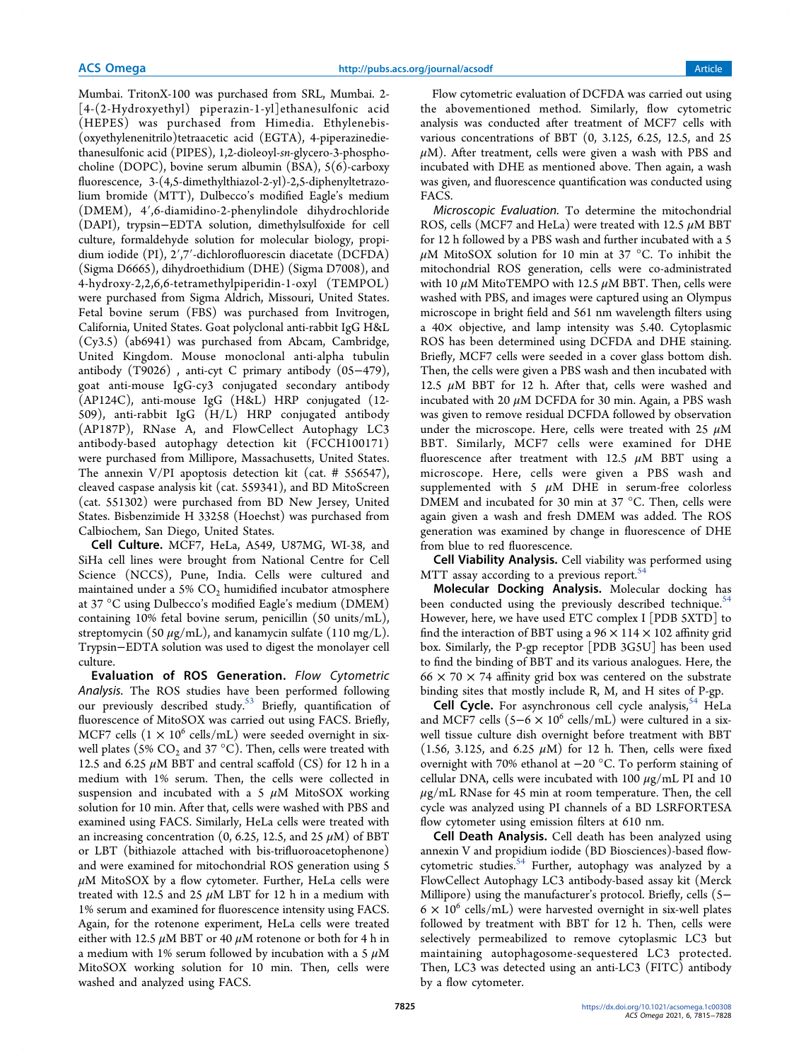Mumbai. TritonX-100 was purchased from SRL, Mumbai. 2-[4-(2-Hydroxyethyl) piperazin-1-yl]ethanesulfonic acid (HEPES) was purchased from Himedia. Ethylenebis-(oxyethylenenitrilo)tetraacetic acid (EGTA), 4-piperazinediethanesulfonic acid (PIPES), 1,2-dioleoyl-*sn*-glycero-3-phosphocholine (DOPC), bovine serum albumin (BSA), 5(6)-carboxy fluorescence, 3-(4,5-dimethylthiazol-2-yl)-2,5-diphenyltetrazolium bromide (MTT), Dulbecco's modified Eagle's medium (DMEM), 4′,6-diamidino-2-phenylindole dihydrochloride (DAPI), trypsin−EDTA solution, dimethylsulfoxide for cell culture, formaldehyde solution for molecular biology, propidium iodide (PI), 2′,7′-dichlorofluorescin diacetate (DCFDA) (Sigma D6665), dihydroethidium (DHE) (Sigma D7008), and 4-hydroxy-2,2,6,6-tetramethylpiperidin-1-oxyl (TEMPOL) were purchased from Sigma Aldrich, Missouri, United States. Fetal bovine serum (FBS) was purchased from Invitrogen, California, United States. Goat polyclonal anti-rabbit IgG H&L (Cy3.5) (ab6941) was purchased from Abcam, Cambridge, United Kingdom. Mouse monoclonal anti-alpha tubulin antibody (T9026) , anti-cyt C primary antibody (05−479), goat anti-mouse IgG-cy3 conjugated secondary antibody (AP124C), anti-mouse IgG (H&L) HRP conjugated (12-509), anti-rabbit IgG (H/L) HRP conjugated antibody (AP187P), RNase A, and FlowCellect Autophagy LC3 antibody-based autophagy detection kit (FCCH100171) were purchased from Millipore, Massachusetts, United States. The annexin V/PI apoptosis detection kit (cat. # 556547), cleaved caspase analysis kit (cat. 559341), and BD MitoScreen (cat. 551302) were purchased from BD New Jersey, United States. Bisbenzimide H 33258 (Hoechst) was purchased from Calbiochem, San Diego, United States.

**Cell Culture.** MCF7, HeLa, A549, U87MG, WI-38, and SiHa cell lines were brought from National Centre for Cell Science (NCCS), Pune, India. Cells were cultured and maintained under a 5% $CO_2$ humidified incubator atmosphere at 37 °C using Dulbecco's modified Eagle's medium (DMEM) containing 10% fetal bovine serum, penicillin (50 units/mL), streptomycin (50 $\mu$g/mL), and kanamycin sulfate (110 mg/L). Trypsin−EDTA solution was used to digest the monolayer cell culture.

**Evaluation of ROS Generation.** *Flow Cytometric Analysis.* The ROS studies have been performed following our previously described study.[53] Briefly, quantification of fluorescence of MitoSOX was carried out using FACS. Briefly, MCF7 cells ($1 \times 10^6$ cells/mL) were seeded overnight in six-well plates (5% $CO_2$ and 37 °C). Then, cells were treated with 12.5 and 6.25 $\mu$M BBT and central scaffold (CS) for 12 h in a medium with 1% serum. Then, the cells were collected in suspension and incubated with a 5 $\mu$M MitoSOX working solution for 10 min. After that, cells were washed with PBS and examined using FACS. Similarly, HeLa cells were treated with an increasing concentration (0, 6.25, 12.5, and 25 $\mu$M) of BBT or LBT (bithiazole attached with bis-trifluoroacetophenone) and were examined for mitochondrial ROS generation using 5 $\mu$M MitoSOX by a flow cytometer. Further, HeLa cells were treated with 12.5 and 25 $\mu$M LBT for 12 h in a medium with 1% serum and examined for fluorescence intensity using FACS. Again, for the rotenone experiment, HeLa cells were treated either with 12.5 $\mu$M BBT or 40 $\mu$M rotenone or both for 4 h in a medium with 1% serum followed by incubation with a 5 $\mu$M MitoSOX working solution for 10 min. Then, cells were washed and analyzed using FACS.

Flow cytometric evaluation of DCFDA was carried out using the abovementioned method. Similarly, flow cytometric analysis was conducted after treatment of MCF7 cells with various concentrations of BBT (0, 3.125, 6.25, 12.5, and 25 $\mu$M). After treatment, cells were given a wash with PBS and incubated with DHE as mentioned above. Then again, a wash was given, and fluorescence quantification was conducted using FACS.

*Microscopic Evaluation.* To determine the mitochondrial ROS, cells (MCF7 and HeLa) were treated with 12.5 $\mu$M BBT for 12 h followed by a PBS wash and further incubated with a 5 $\mu$M MitoSOX solution for 10 min at 37 °C. To inhibit the mitochondrial ROS generation, cells were co-administrated with 10 $\mu$M MitoTEMPO with 12.5 $\mu$M BBT. Then, cells were washed with PBS, and images were captured using an Olympus microscope in bright field and 561 nm wavelength filters using a 40× objective, and lamp intensity was 5.40. Cytoplasmic ROS has been determined using DCFDA and DHE staining. Briefly, MCF7 cells were seeded in a cover glass bottom dish. Then, the cells were given a PBS wash and then incubated with 12.5 $\mu$M BBT for 12 h. After that, cells were washed and incubated with 20 $\mu$M DCFDA for 30 min. Again, a PBS wash was given to remove residual DCFDA followed by observation under the microscope. Here, cells were treated with 25 $\mu$M BBT. Similarly, MCF7 cells were examined for DHE fluorescence after treatment with 12.5 $\mu$M BBT using a microscope. Here, cells were given a PBS wash and supplemented with 5 $\mu$M DHE in serum-free colorless DMEM and incubated for 30 min at 37 °C. Then, cells were again given a wash and fresh DMEM was added. The ROS generation was examined by change in fluorescence of DHE from blue to red fluorescence.

**Cell Viability Analysis.** Cell viability was performed using MTT assay according to a previous report.[54]

**Molecular Docking Analysis.** Molecular docking has been conducted using the previously described technique.[54] However, here, we have used ETC complex I [PDB 5XTD] to find the interaction of BBT using a 96 × 114 × 102 affinity grid box. Similarly, the P-gp receptor [PDB 3G5U] has been used to find the binding of BBT and its various analogues. Here, the 66 × 70 × 74 affinity grid box was centered on the substrate binding sites that mostly include R, M, and H sites of P-gp.

**Cell Cycle.** For asynchronous cell cycle analysis,[54] HeLa and MCF7 cells ($5{-}6 \times 10^6$ cells/mL) were cultured in a six-well tissue culture dish overnight before treatment with BBT (1.56, 3.125, and 6.25 $\mu$M) for 12 h. Then, cells were fixed overnight with 70% ethanol at −20 °C. To perform staining of cellular DNA, cells were incubated with 100 $\mu$g/mL PI and 10 $\mu$g/mL RNase for 45 min at room temperature. Then, the cell cycle was analyzed using PI channels of a BD LSRFORTESA flow cytometer using emission filters at 610 nm.

**Cell Death Analysis.** Cell death has been analyzed using annexin V and propidium iodide (BD Biosciences)-based flow-cytometric studies.[54] Further, autophagy was analyzed by a FlowCellect Autophagy LC3 antibody-based assay kit (Merck Millipore) using the manufacturer's protocol. Briefly, cells ($5{-}6 \times 10^6$ cells/mL) were harvested overnight in six-well plates followed by treatment with BBT for 12 h. Then, cells were selectively permeabilized to remove cytoplasmic LC3 but maintaining autophagosome-sequestered LC3 protected. Then, LC3 was detected using an anti-LC3 (FITC) antibody by a flow cytometer.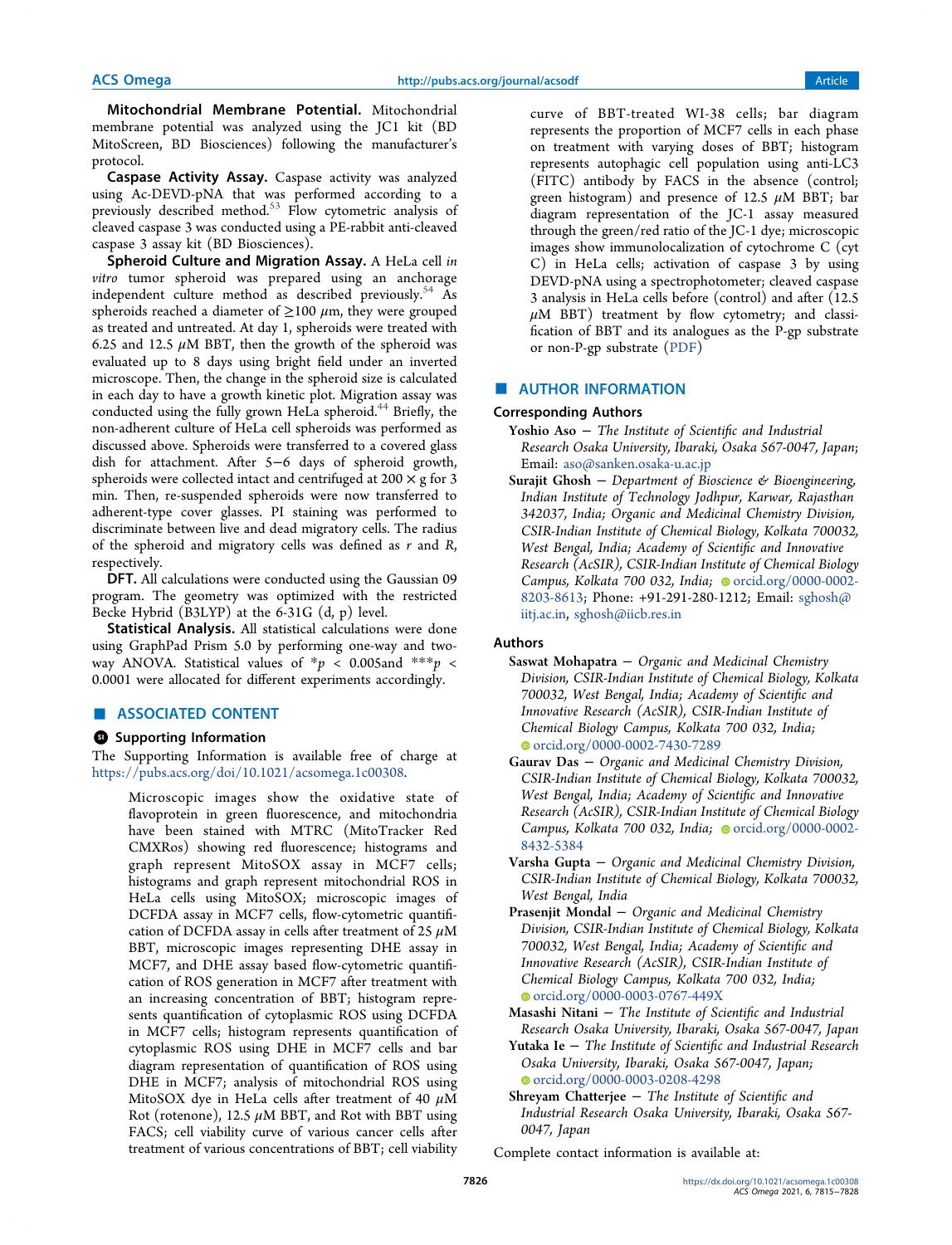**Mitochondrial Membrane Potential.** Mitochondrial membrane potential was analyzed using the JC1 kit (BD MitoScreen, BD Biosciences) following the manufacturer's protocol.

**Caspase Activity Assay.** Caspase activity was analyzed using Ac-DEVD-pNA that was performed according to a previously described method.[53] Flow cytometric analysis of cleaved caspase 3 was conducted using a PE-rabbit anti-cleaved caspase 3 assay kit (BD Biosciences).

**Spheroid Culture and Migration Assay.** A HeLa cell *in vitro* tumor spheroid was prepared using an anchorage independent culture method as described previously.[54] As spheroids reached a diameter of ≥100 μm, they were grouped as treated and untreated. At day 1, spheroids were treated with 6.25 and 12.5 μM BBT, then the growth of the spheroid was evaluated up to 8 days using bright field under an inverted microscope. Then, the change in the spheroid size is calculated in each day to have a growth kinetic plot. Migration assay was conducted using the fully grown HeLa spheroid.[44] Briefly, the non-adherent culture of HeLa cell spheroids was performed as discussed above. Spheroids were transferred to a covered glass dish for attachment. After 5−6 days of spheroid growth, spheroids were collected intact and centrifuged at 200 × g for 3 min. Then, re-suspended spheroids were now transferred to adherent-type cover glasses. PI staining was performed to discriminate between live and dead migratory cells. The radius of the spheroid and migratory cells was defined as $r$ and $R$, respectively.

**DFT.** All calculations were conducted using the Gaussian 09 program. The geometry was optimized with the restricted Becke Hybrid (B3LYP) at the 6-31G (d, p) level.

**Statistical Analysis.** All statistical calculations were done using GraphPad Prism 5.0 by performing one-way and two-way ANOVA. Statistical values of $*p < 0.005$and $***p < 0.0001$ were allocated for different experiments accordingly.

## ■ ASSOCIATED CONTENT

### Supporting Information

The Supporting Information is available free of charge at https://pubs.acs.org/doi/10.1021/acsomega.1c00308.

> Microscopic images show the oxidative state of flavoprotein in green fluorescence, and mitochondria have been stained with MTRC (MitoTracker Red CMXRos) showing red fluorescence; histograms and graph represent MitoSOX assay in MCF7 cells; histograms and graph represent mitochondrial ROS in HeLa cells using MitoSOX; microscopic images of DCFDA assay in MCF7 cells, flow-cytometric quantification of DCFDA assay in cells after treatment of 25 μM BBT, microscopic images representing DHE assay in MCF7, and DHE assay based flow-cytometric quantification of ROS generation in MCF7 after treatment with an increasing concentration of BBT; histogram represents quantification of cytoplasmic ROS using DCFDA in MCF7 cells; histogram represents quantification of cytoplasmic ROS using DHE in MCF7 cells and bar diagram representation of quantification of ROS using DHE in MCF7; analysis of mitochondrial ROS using MitoSOX dye in HeLa cells after treatment of 40 μM Rot (rotenone), 12.5 μM BBT, and Rot with BBT using FACS; cell viability curve of various cancer cells after treatment of various concentrations of BBT; cell viability curve of BBT-treated WI-38 cells; bar diagram represents the proportion of MCF7 cells in each phase on treatment with varying doses of BBT; histogram represents autophagic cell population using anti-LC3 (FITC) antibody by FACS in the absence (control; green histogram) and presence of 12.5 μM BBT; bar diagram representation of the JC-1 assay measured through the green/red ratio of the JC-1 dye; microscopic images show immunolocalization of cytochrome C (cyt C) in HeLa cells; activation of caspase 3 by using DEVD-pNA using a spectrophotometer; cleaved caspase 3 analysis in HeLa cells before (control) and after (12.5 μM BBT) treatment by flow cytometry; and classification of BBT and its analogues as the P-gp substrate or non-P-gp substrate (PDF)

## ■ AUTHOR INFORMATION

### Corresponding Authors

**Yoshio Aso** − *The Institute of Scientific and Industrial Research Osaka University, Ibaraki, Osaka 567-0047, Japan*; Email: aso@sanken.osaka-u.ac.jp

**Surajit Ghosh** − *Department of Bioscience & Bioengineering, Indian Institute of Technology Jodhpur, Karwar, Rajasthan 342037, India; Organic and Medicinal Chemistry Division, CSIR-Indian Institute of Chemical Biology, Kolkata 700032, West Bengal, India; Academy of Scientific and Innovative Research (AcSIR), CSIR-Indian Institute of Chemical Biology Campus, Kolkata 700 032, India*; orcid.org/0000-0002-8203-8613; Phone: +91-291-280-1212; Email: sghosh@iitj.ac.in, sghosh@iicb.res.in

### Authors

**Saswat Mohapatra** − *Organic and Medicinal Chemistry Division, CSIR-Indian Institute of Chemical Biology, Kolkata 700032, West Bengal, India; Academy of Scientific and Innovative Research (AcSIR), CSIR-Indian Institute of Chemical Biology Campus, Kolkata 700 032, India*; orcid.org/0000-0002-7430-7289

**Gaurav Das** − *Organic and Medicinal Chemistry Division, CSIR-Indian Institute of Chemical Biology, Kolkata 700032, West Bengal, India; Academy of Scientific and Innovative Research (AcSIR), CSIR-Indian Institute of Chemical Biology Campus, Kolkata 700 032, India*; orcid.org/0000-0002-8432-5384

**Varsha Gupta** − *Organic and Medicinal Chemistry Division, CSIR-Indian Institute of Chemical Biology, Kolkata 700032, West Bengal, India*

**Prasenjit Mondal** − *Organic and Medicinal Chemistry Division, CSIR-Indian Institute of Chemical Biology, Kolkata 700032, West Bengal, India; Academy of Scientific and Innovative Research (AcSIR), CSIR-Indian Institute of Chemical Biology Campus, Kolkata 700 032, India*; orcid.org/0000-0003-0767-449X

**Masashi Nitani** − *The Institute of Scientific and Industrial Research Osaka University, Ibaraki, Osaka 567-0047, Japan*

**Yutaka Ie** − *The Institute of Scientific and Industrial Research Osaka University, Ibaraki, Osaka 567-0047, Japan*; orcid.org/0000-0003-0208-4298

**Shreyam Chatterjee** − *The Institute of Scientific and Industrial Research Osaka University, Ibaraki, Osaka 567-0047, Japan*

Complete contact information is available at: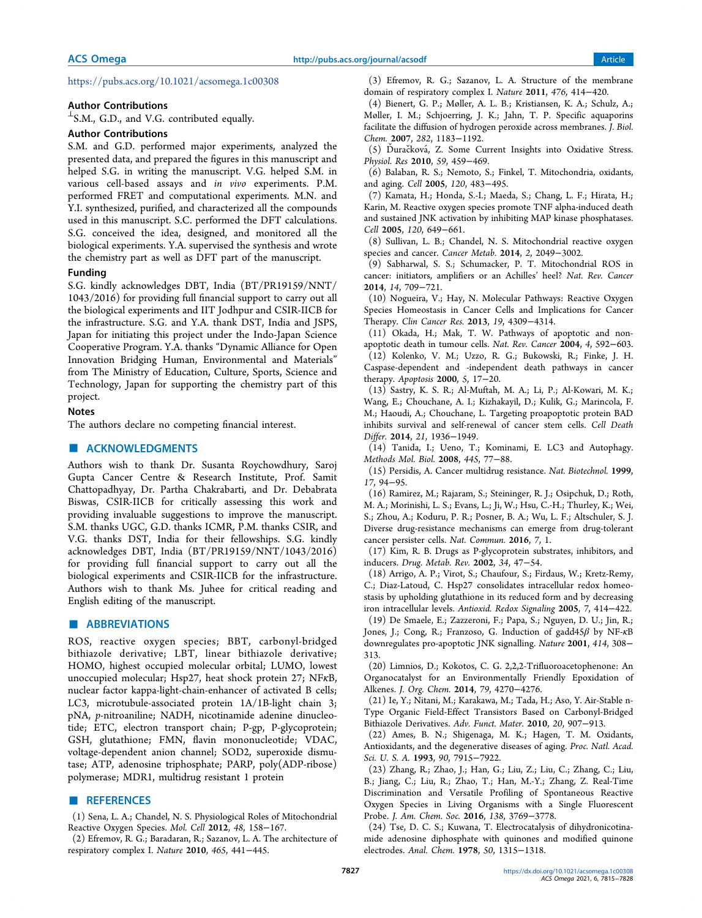https://pubs.acs.org/10.1021/acsomega.1c00308

### Author Contributions

⊥S.M., G.D., and V.G. contributed equally.

### Author Contributions

S.M. and G.D. performed major experiments, analyzed the presented data, and prepared the figures in this manuscript and helped S.G. in writing the manuscript. V.G. helped S.M. in various cell-based assays and *in vivo* experiments. P.M. performed FRET and computational experiments. M.N. and Y.I. synthesized, purified, and characterized all the compounds used in this manuscript. S.C. performed the DFT calculations. S.G. conceived the idea, designed, and monitored all the biological experiments. Y.A. supervised the synthesis and wrote the chemistry part as well as DFT part of the manuscript.

### Funding

S.G. kindly acknowledges DBT, India (BT/PR19159/NNT/1043/2016) for providing full financial support to carry out all the biological experiments and IIT Jodhpur and CSIR-IICB for the infrastructure. S.G. and Y.A. thank DST, India and JSPS, Japan for initiating this project under the Indo-Japan Science Cooperative Program. Y.A. thanks "Dynamic Alliance for Open Innovation Bridging Human, Environmental and Materials" from The Ministry of Education, Culture, Sports, Science and Technology, Japan for supporting the chemistry part of this project.

### Notes

The authors declare no competing financial interest.

## ■ ACKNOWLEDGMENTS

Authors wish to thank Dr. Susanta Roychowdhury, Saroj Gupta Cancer Centre & Research Institute, Prof. Samit Chattopadhyay, Dr. Partha Chakrabarti, and Dr. Debabrata Biswas, CSIR-IICB for critically assessing this work and providing invaluable suggestions to improve the manuscript. S.M. thanks UGC, G.D. thanks ICMR, P.M. thanks CSIR, and V.G. thanks DST, India for their fellowships. S.G. kindly acknowledges DBT, India (BT/PR19159/NNT/1043/2016) for providing full financial support to carry out all the biological experiments and CSIR-IICB for the infrastructure. Authors wish to thank Ms. Juhee for critical reading and English editing of the manuscript.

## ■ ABBREVIATIONS

ROS, reactive oxygen species; BBT, carbonyl-bridged bithiazole derivative; LBT, linear bithiazole derivative; HOMO, highest occupied molecular orbital; LUMO, lowest unoccupied molecular; Hsp27, heat shock protein 27; NFκB, nuclear factor kappa-light-chain-enhancer of activated B cells; LC3, microtubule-associated protein 1A/1B-light chain 3; pNA, *p*-nitroaniline; NADH, nicotinamide adenine dinucleotide; ETC, electron transport chain; P-gp, P-glycoprotein; GSH, glutathione; FMN, flavin mononucleotide; VDAC, voltage-dependent anion channel; SOD2, superoxide dismutase; ATP, adenosine triphosphate; PARP, poly(ADP-ribose) polymerase; MDR1, multidrug resistant 1 protein

## ■ REFERENCES

(1) Sena, L. A.; Chandel, N. S. Physiological Roles of Mitochondrial Reactive Oxygen Species. *Mol. Cell* **2012**, *48*, 158−167.

(2) Efremov, R. G.; Baradaran, R.; Sazanov, L. A. The architecture of respiratory complex I. *Nature* **2010**, *465*, 441−445.

(3) Efremov, R. G.; Sazanov, L. A. Structure of the membrane domain of respiratory complex I. *Nature* **2011**, *476*, 414−420.

(4) Bienert, G. P.; Møller, A. L. B.; Kristiansen, K. A.; Schulz, A.; Møller, I. M.; Schjoerring, J. K.; Jahn, T. P. Specific aquaporins facilitate the diffusion of hydrogen peroxide across membranes. *J. Biol. Chem.* **2007**, *282*, 1183−1192.

(5) Ďuračková, Z. Some Current Insights into Oxidative Stress. *Physiol. Res* **2010**, *59*, 459−469.

(6) Balaban, R. S.; Nemoto, S.; Finkel, T. Mitochondria, oxidants, and aging. *Cell* **2005**, *120*, 483−495.

(7) Kamata, H.; Honda, S.-I.; Maeda, S.; Chang, L. F.; Hirata, H.; Karin, M. Reactive oxygen species promote TNF alpha-induced death and sustained JNK activation by inhibiting MAP kinase phosphatases. *Cell* **2005**, *120*, 649−661.

(8) Sullivan, L. B.; Chandel, N. S. Mitochondrial reactive oxygen species and cancer. *Cancer Metab.* **2014**, *2*, 2049−3002.

(9) Sabharwal, S. S.; Schumacker, P. T. Mitochondrial ROS in cancer: initiators, amplifiers or an Achilles' heel? *Nat. Rev. Cancer* **2014**, *14*, 709−721.

(10) Nogueira, V.; Hay, N. Molecular Pathways: Reactive Oxygen Species Homeostasis in Cancer Cells and Implications for Cancer Therapy. *Clin Cancer Res.* **2013**, *19*, 4309−4314.

(11) Okada, H.; Mak, T. W. Pathways of apoptotic and non-apoptotic death in tumour cells. *Nat. Rev. Cancer* **2004**, *4*, 592−603.

(12) Kolenko, V. M.; Uzzo, R. G.; Bukowski, R.; Finke, J. H. Caspase-dependent and -independent death pathways in cancer therapy. *Apoptosis* **2000**, *5*, 17−20.

(13) Sastry, K. S. R.; Al-Muftah, M. A.; Li, P.; Al-Kowari, M. K.; Wang, E.; Chouchane, A. I.; Kizhakayil, D.; Kulik, G.; Marincola, F. M.; Haoudi, A.; Chouchane, L. Targeting proapoptotic protein BAD inhibits survival and self-renewal of cancer stem cells. *Cell Death Differ.* **2014**, *21*, 1936−1949.

(14) Tanida, I.; Ueno, T.; Kominami, E. LC3 and Autophagy. *Methods Mol. Biol.* **2008**, *445*, 77−88.

(15) Persidis, A. Cancer multidrug resistance. *Nat. Biotechnol.* **1999**, *17*, 94−95.

(16) Ramirez, M.; Rajaram, S.; Steininger, R. J.; Osipchuk, D.; Roth, M. A.; Morinishi, L. S.; Evans, L.; Ji, W.; Hsu, C.-H.; Thurley, K.; Wei, S.; Zhou, A.; Koduru, P. R.; Posner, B. A.; Wu, L. F.; Altschuler, S. J. Diverse drug-resistance mechanisms can emerge from drug-tolerant cancer persister cells. *Nat. Commun.* **2016**, *7*, 1.

(17) Kim, R. B. Drugs as P-glycoprotein substrates, inhibitors, and inducers. *Drug. Metab. Rev.* **2002**, *34*, 47−54.

(18) Arrigo, A. P.; Virot, S.; Chaufour, S.; Firdaus, W.; Kretz-Remy, C.; Diaz-Latoud, C. Hsp27 consolidates intracellular redox homeostasis by upholding glutathione in its reduced form and by decreasing iron intracellular levels. *Antioxid. Redox Signaling* **2005**, *7*, 414−422.

(19) De Smaele, E.; Zazzeroni, F.; Papa, S.; Nguyen, D. U.; Jin, R.; Jones, J.; Cong, R.; Franzoso, G. Induction of gadd45β by NF-κB downregulates pro-apoptotic JNK signalling. *Nature* **2001**, *414*, 308−313.

(20) Limnios, D.; Kokotos, C. G. 2,2,2-Trifluoroacetophenone: An Organocatalyst for an Environmentally Friendly Epoxidation of Alkenes. *J. Org. Chem.* **2014**, *79*, 4270−4276.

(21) Ie, Y.; Nitani, M.; Karakawa, M.; Tada, H.; Aso, Y. Air-Stable n-Type Organic Field-Effect Transistors Based on Carbonyl-Bridged Bithiazole Derivatives. *Adv. Funct. Mater.* **2010**, *20*, 907−913.

(22) Ames, B. N.; Shigenaga, M. K.; Hagen, T. M. Oxidants, Antioxidants, and the degenerative diseases of aging. *Proc. Natl. Acad. Sci. U. S. A.* **1993**, *90*, 7915−7922.

(23) Zhang, R.; Zhao, J.; Han, G.; Liu, Z.; Liu, C.; Zhang, C.; Liu, B.; Jiang, C.; Liu, R.; Zhao, T.; Han, M.-Y.; Zhang, Z. Real-Time Discrimination and Versatile Profiling of Spontaneous Reactive Oxygen Species in Living Organisms with a Single Fluorescent Probe. *J. Am. Chem. Soc.* **2016**, *138*, 3769−3778.

(24) Tse, D. C. S.; Kuwana, T. Electrocatalysis of dihydronicotinamide adenosine diphosphate with quinones and modified quinone electrodes. *Anal. Chem.* **1978**, *50*, 1315−1318.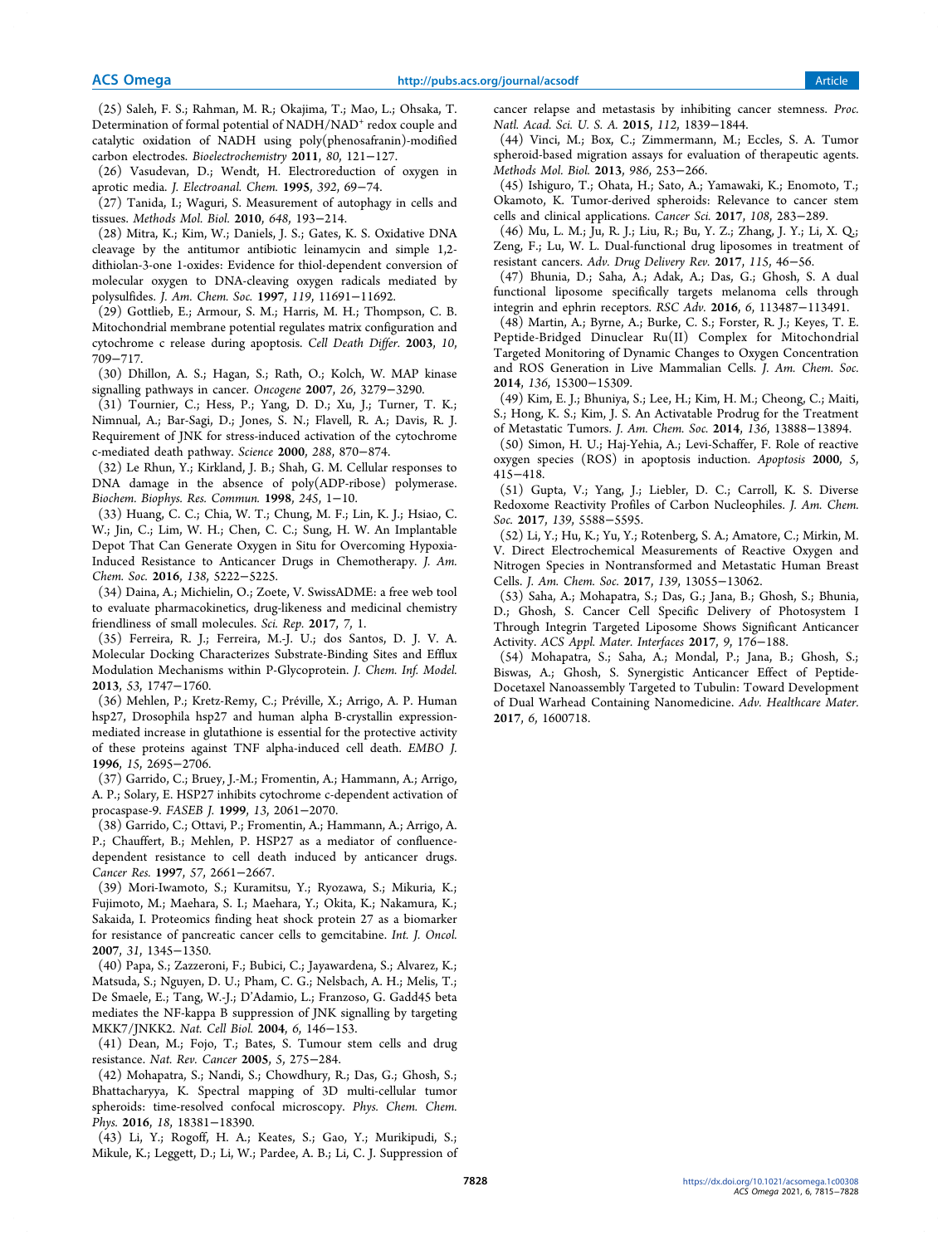(25) Saleh, F. S.; Rahman, M. R.; Okajima, T.; Mao, L.; Ohsaka, T. Determination of formal potential of NADH/NAD$^+$ redox couple and catalytic oxidation of NADH using poly(phenosafranin)-modified carbon electrodes. *Bioelectrochemistry* **2011**, *80*, 121−127.

(26) Vasudevan, D.; Wendt, H. Electroreduction of oxygen in aprotic media. *J. Electroanal. Chem.* **1995**, *392*, 69−74.

(27) Tanida, I.; Waguri, S. Measurement of autophagy in cells and tissues. *Methods Mol. Biol.* **2010**, *648*, 193−214.

(28) Mitra, K.; Kim, W.; Daniels, J. S.; Gates, K. S. Oxidative DNA cleavage by the antitumor antibiotic leinamycin and simple 1,2-dithiolan-3-one 1-oxides: Evidence for thiol-dependent conversion of molecular oxygen to DNA-cleaving oxygen radicals mediated by polysulfides. *J. Am. Chem. Soc.* **1997**, *119*, 11691−11692.

(29) Gottlieb, E.; Armour, S. M.; Harris, M. H.; Thompson, C. B. Mitochondrial membrane potential regulates matrix configuration and cytochrome c release during apoptosis. *Cell Death Differ.* **2003**, *10*, 709−717.

(30) Dhillon, A. S.; Hagan, S.; Rath, O.; Kolch, W. MAP kinase signalling pathways in cancer. *Oncogene* **2007**, *26*, 3279−3290.

(31) Tournier, C.; Hess, P.; Yang, D. D.; Xu, J.; Turner, T. K.; Nimnual, A.; Bar-Sagi, D.; Jones, S. N.; Flavell, R. A.; Davis, R. J. Requirement of JNK for stress-induced activation of the cytochrome c-mediated death pathway. *Science* **2000**, *288*, 870−874.

(32) Le Rhun, Y.; Kirkland, J. B.; Shah, G. M. Cellular responses to DNA damage in the absence of poly(ADP-ribose) polymerase. *Biochem. Biophys. Res. Commun.* **1998**, *245*, 1−10.

(33) Huang, C. C.; Chia, W. T.; Chung, M. F.; Lin, K. J.; Hsiao, C. W.; Jin, C.; Lim, W. H.; Chen, C. C.; Sung, H. W. An Implantable Depot That Can Generate Oxygen in Situ for Overcoming Hypoxia-Induced Resistance to Anticancer Drugs in Chemotherapy. *J. Am. Chem. Soc.* **2016**, *138*, 5222−5225.

(34) Daina, A.; Michielin, O.; Zoete, V. SwissADME: a free web tool to evaluate pharmacokinetics, drug-likeness and medicinal chemistry friendliness of small molecules. *Sci. Rep.* **2017**, *7*, 1.

(35) Ferreira, R. J.; Ferreira, M.-J. U.; dos Santos, D. J. V. A. Molecular Docking Characterizes Substrate-Binding Sites and Efflux Modulation Mechanisms within P-Glycoprotein. *J. Chem. Inf. Model.* **2013**, *53*, 1747−1760.

(36) Mehlen, P.; Kretz-Remy, C.; Préville, X.; Arrigo, A. P. Human hsp27, Drosophila hsp27 and human alpha B-crystallin expression-mediated increase in glutathione is essential for the protective activity of these proteins against TNF alpha-induced cell death. *EMBO J.* **1996**, *15*, 2695−2706.

(37) Garrido, C.; Bruey, J.-M.; Fromentin, A.; Hammann, A.; Arrigo, A. P.; Solary, E. HSP27 inhibits cytochrome c-dependent activation of procaspase-9. *FASEB J.* **1999**, *13*, 2061−2070.

(38) Garrido, C.; Ottavi, P.; Fromentin, A.; Hammann, A.; Arrigo, A. P.; Chauffert, B.; Mehlen, P. HSP27 as a mediator of confluence-dependent resistance to cell death induced by anticancer drugs. *Cancer Res.* **1997**, *57*, 2661−2667.

(39) Mori-Iwamoto, S.; Kuramitsu, Y.; Ryozawa, S.; Mikuria, K.; Fujimoto, M.; Maehara, S. I.; Maehara, Y.; Okita, K.; Nakamura, K.; Sakaida, I. Proteomics finding heat shock protein 27 as a biomarker for resistance of pancreatic cancer cells to gemcitabine. *Int. J. Oncol.* **2007**, *31*, 1345−1350.

(40) Papa, S.; Zazzeroni, F.; Bubici, C.; Jayawardena, S.; Alvarez, K.; Matsuda, S.; Nguyen, D. U.; Pham, C. G.; Nelsbach, A. H.; Melis, T.; De Smaele, E.; Tang, W.-J.; D'Adamio, L.; Franzoso, G. Gadd45 beta mediates the NF-kappa B suppression of JNK signalling by targeting MKK7/JNKK2. *Nat. Cell Biol.* **2004**, *6*, 146−153.

(41) Dean, M.; Fojo, T.; Bates, S. Tumour stem cells and drug resistance. *Nat. Rev. Cancer* **2005**, *5*, 275−284.

(42) Mohapatra, S.; Nandi, S.; Chowdhury, R.; Das, G.; Ghosh, S.; Bhattacharyya, K. Spectral mapping of 3D multi-cellular tumor spheroids: time-resolved confocal microscopy. *Phys. Chem. Chem. Phys.* **2016**, *18*, 18381−18390.

(43) Li, Y.; Rogoff, H. A.; Keates, S.; Gao, Y.; Murikipudi, S.; Mikule, K.; Leggett, D.; Li, W.; Pardee, A. B.; Li, C. J. Suppression of cancer relapse and metastasis by inhibiting cancer stemness. *Proc. Natl. Acad. Sci. U. S. A.* **2015**, *112*, 1839−1844.

(44) Vinci, M.; Box, C.; Zimmermann, M.; Eccles, S. A. Tumor spheroid-based migration assays for evaluation of therapeutic agents. *Methods Mol. Biol.* **2013**, *986*, 253−266.

(45) Ishiguro, T.; Ohata, H.; Sato, A.; Yamawaki, K.; Enomoto, T.; Okamoto, K. Tumor-derived spheroids: Relevance to cancer stem cells and clinical applications. *Cancer Sci.* **2017**, *108*, 283−289.

(46) Mu, L. M.; Ju, R. J.; Liu, R.; Bu, Y. Z.; Zhang, J. Y.; Li, X. Q.; Zeng, F.; Lu, W. L. Dual-functional drug liposomes in treatment of resistant cancers. *Adv. Drug Delivery Rev.* **2017**, *115*, 46−56.

(47) Bhunia, D.; Saha, A.; Adak, A.; Das, G.; Ghosh, S. A dual functional liposome specifically targets melanoma cells through integrin and ephrin receptors. *RSC Adv.* **2016**, *6*, 113487−113491.

(48) Martin, A.; Byrne, A.; Burke, C. S.; Forster, R. J.; Keyes, T. E. Peptide-Bridged Dinuclear Ru(II) Complex for Mitochondrial Targeted Monitoring of Dynamic Changes to Oxygen Concentration and ROS Generation in Live Mammalian Cells. *J. Am. Chem. Soc.* **2014**, *136*, 15300−15309.

(49) Kim, E. J.; Bhuniya, S.; Lee, H.; Kim, H. M.; Cheong, C.; Maiti, S.; Hong, K. S.; Kim, J. S. An Activatable Prodrug for the Treatment of Metastatic Tumors. *J. Am. Chem. Soc.* **2014**, *136*, 13888−13894.

(50) Simon, H. U.; Haj-Yehia, A.; Levi-Schaffer, F. Role of reactive oxygen species (ROS) in apoptosis induction. *Apoptosis* **2000**, *5*, 415−418.

(51) Gupta, V.; Yang, J.; Liebler, D. C.; Carroll, K. S. Diverse Redoxome Reactivity Profiles of Carbon Nucleophiles. *J. Am. Chem. Soc.* **2017**, *139*, 5588−5595.

(52) Li, Y.; Hu, K.; Yu, Y.; Rotenberg, S. A.; Amatore, C.; Mirkin, M. V. Direct Electrochemical Measurements of Reactive Oxygen and Nitrogen Species in Nontransformed and Metastatic Human Breast Cells. *J. Am. Chem. Soc.* **2017**, *139*, 13055−13062.

(53) Saha, A.; Mohapatra, S.; Das, G.; Jana, B.; Ghosh, S.; Bhunia, D.; Ghosh, S. Cancer Cell Specific Delivery of Photosystem I Through Integrin Targeted Liposome Shows Significant Anticancer Activity. *ACS Appl. Mater. Interfaces* **2017**, *9*, 176−188.

(54) Mohapatra, S.; Saha, A.; Mondal, P.; Jana, B.; Ghosh, S.; Biswas, A.; Ghosh, S. Synergistic Anticancer Effect of Peptide-Docetaxel Nanoassembly Targeted to Tubulin: Toward Development of Dual Warhead Containing Nanomedicine. *Adv. Healthcare Mater.* **2017**, *6*, 1600718.